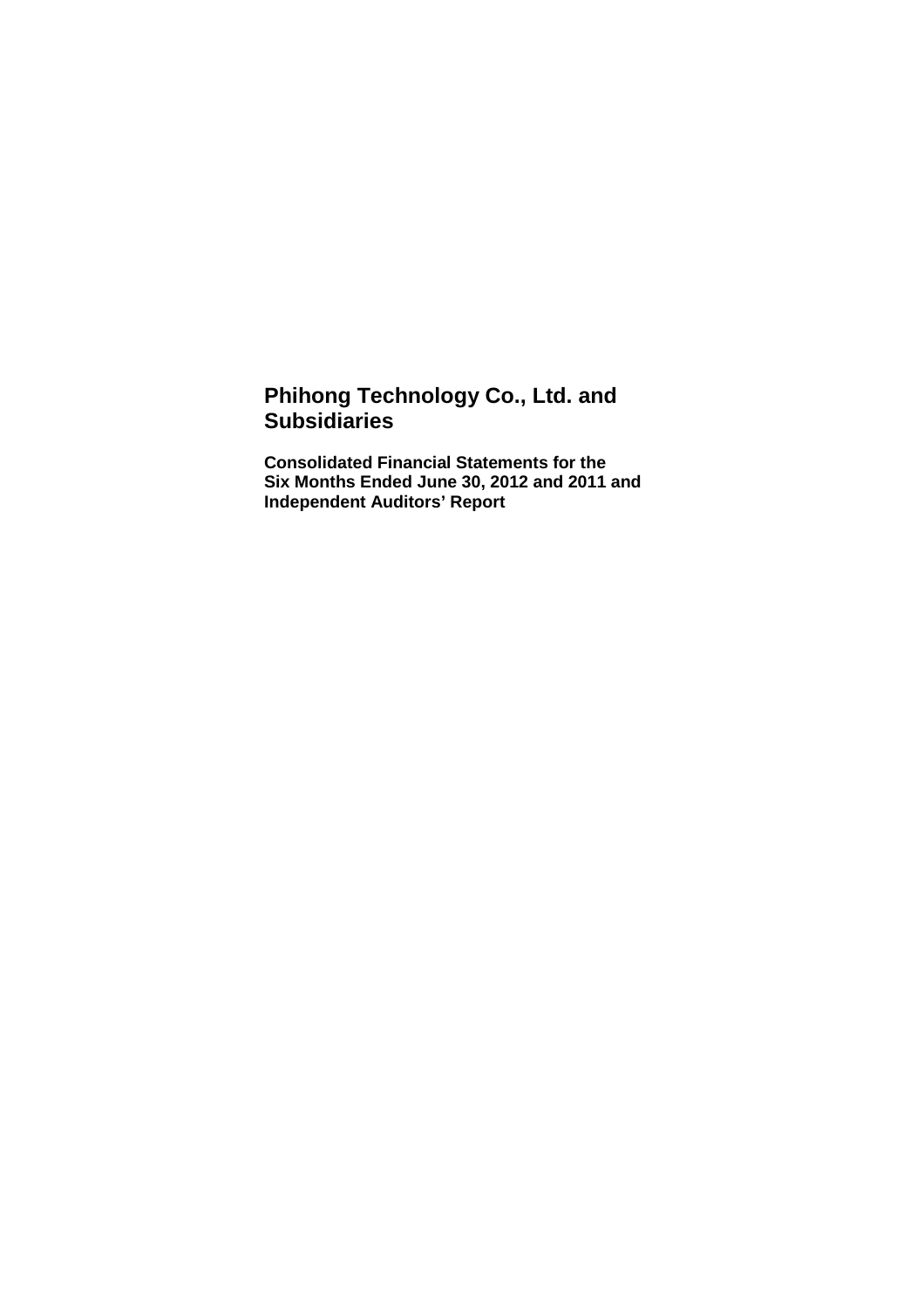# Phihong Technology Co., Ltd. and Subsidiaries

**Consolidated Financial Statements for the Six Months Ended June 30, 2012 and 2011 and Independent Auditors' Report**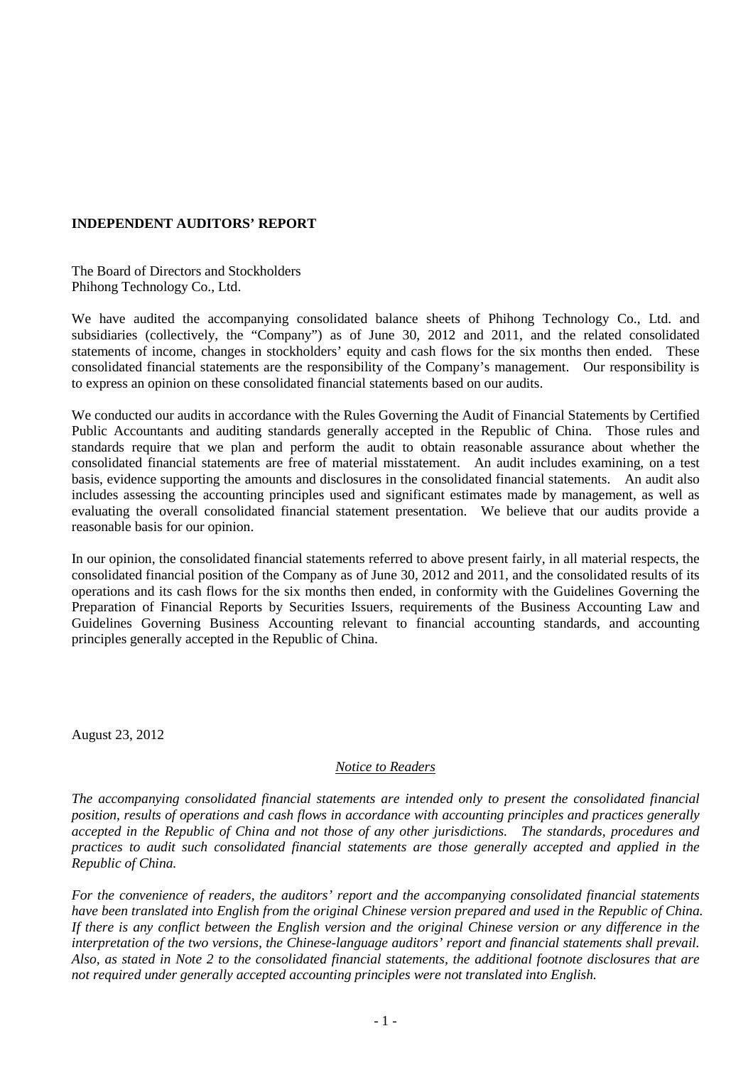**INDEPENDENT AUDITORS' REPORT**

The Board of Directors and Stockholders
Phihong Technology Co., Ltd.

We have audited the accompanying consolidated balance sheets of Phihong Technology Co., Ltd. and subsidiaries (collectively, the "Company") as of June 30, 2012 and 2011, and the related consolidated statements of income, changes in stockholders' equity and cash flows for the six months then ended. These consolidated financial statements are the responsibility of the Company's management. Our responsibility is to express an opinion on these consolidated financial statements based on our audits.

We conducted our audits in accordance with the Rules Governing the Audit of Financial Statements by Certified Public Accountants and auditing standards generally accepted in the Republic of China. Those rules and standards require that we plan and perform the audit to obtain reasonable assurance about whether the consolidated financial statements are free of material misstatement. An audit includes examining, on a test basis, evidence supporting the amounts and disclosures in the consolidated financial statements. An audit also includes assessing the accounting principles used and significant estimates made by management, as well as evaluating the overall consolidated financial statement presentation. We believe that our audits provide a reasonable basis for our opinion.

In our opinion, the consolidated financial statements referred to above present fairly, in all material respects, the consolidated financial position of the Company as of June 30, 2012 and 2011, and the consolidated results of its operations and its cash flows for the six months then ended, in conformity with the Guidelines Governing the Preparation of Financial Reports by Securities Issuers, requirements of the Business Accounting Law and Guidelines Governing Business Accounting relevant to financial accounting standards, and accounting principles generally accepted in the Republic of China.

August 23, 2012

*Notice to Readers*

*The accompanying consolidated financial statements are intended only to present the consolidated financial position, results of operations and cash flows in accordance with accounting principles and practices generally accepted in the Republic of China and not those of any other jurisdictions. The standards, procedures and practices to audit such consolidated financial statements are those generally accepted and applied in the Republic of China.*

*For the convenience of readers, the auditors' report and the accompanying consolidated financial statements have been translated into English from the original Chinese version prepared and used in the Republic of China. If there is any conflict between the English version and the original Chinese version or any difference in the interpretation of the two versions, the Chinese-language auditors' report and financial statements shall prevail. Also, as stated in Note 2 to the consolidated financial statements, the additional footnote disclosures that are not required under generally accepted accounting principles were not translated into English.*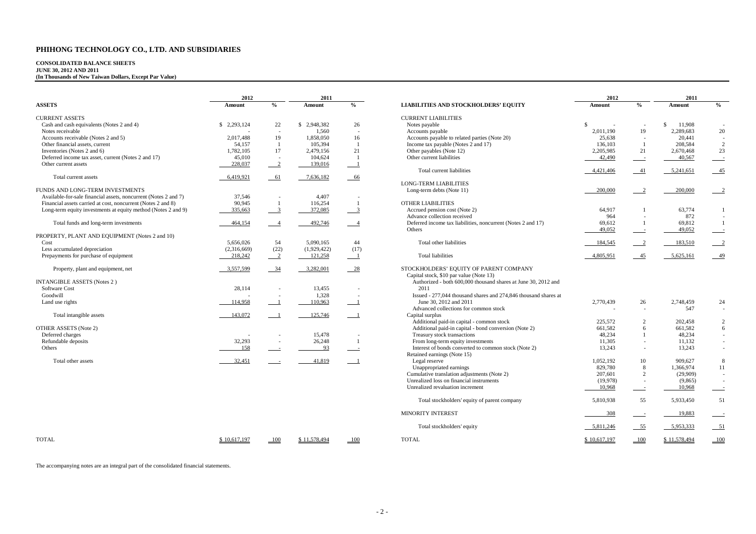# PHIHONG TECHNOLOGY CO., LTD. AND SUBSIDIARIES

**CONSOLIDATED BALANCE SHEETS**
**JUNE 30, 2012 AND 2011**
**(In Thousands of New Taiwan Dollars, Except Par Value)**

| ASSETS | 2012 Amount | % | 2011 Amount | % |
|---|---|---|---|---|
| CURRENT ASSETS | | | | |
| Cash and cash equivalents (Notes 2 and 4) | $ 2,293,124 | 22 | $ 2,948,382 | 26 |
| Notes receivable | - | - | 1,560 | - |
| Accounts receivable (Notes 2 and 5) | 2,017,488 | 19 | 1,858,050 | 16 |
| Other financial assets, current | 54,157 | 1 | 105,394 | 1 |
| Inventories (Notes 2 and 6) | 1,782,105 | 17 | 2,479,156 | 21 |
| Deferred income tax asset, current (Notes 2 and 17) | 45,010 | - | 104,624 | 1 |
| Other current assets | 228,037 | 2 | 139,016 | 1 |
| Total current assets | 6,419,921 | 61 | 7,636,182 | 66 |
| FUNDS AND LONG-TERM INVESTMENTS | | | | |
| Available-for-sale financial assets, noncurrent (Notes 2 and 7) | 37,546 | - | 4,407 | - |
| Financial assets carried at cost, noncurrent (Notes 2 and 8) | 90,945 | 1 | 116,254 | 1 |
| Long-term equity investments at equity method (Notes 2 and 9) | 335,663 | 3 | 372,085 | 3 |
| Total funds and long-term investments | 464,154 | 4 | 492,746 | 4 |
| PROPERTY, PLANT AND EQUIPMENT (Notes 2 and 10) | | | | |
| Cost | 5,656,026 | 54 | 5,090,165 | 44 |
| Less accumulated depreciation | (2,316,669) | (22) | (1,929,422) | (17) |
| Prepayments for purchase of equipment | 218,242 | 2 | 121,258 | 1 |
| Property, plant and equipment, net | 3,557,599 | 34 | 3,282,001 | 28 |
| INTANGIBLE ASSETS (Notes 2 ) | | | | |
| Software Cost | 28,114 | - | 13,455 | - |
| Goodwill | - | - | 1,328 | - |
| Land use rights | 114,958 | 1 | 110,963 | 1 |
| Total intangible assets | 143,072 | 1 | 125,746 | 1 |
| OTHER ASSETS (Note 2) | | | | |
| Deferred charges | - | - | 15,478 | - |
| Refundable deposits | 32,293 | - | 26,248 | 1 |
| Others | 158 | - | 93 | - |
| Total other assets | 32,451 | - | 41,819 | 1 |
| TOTAL | $ 10,617,197 | 100 | $ 11,578,494 | 100 |

| LIABILITIES AND STOCKHOLDERS' EQUITY | 2012 Amount | % | 2011 Amount | % |
|---|---|---|---|---|
| CURRENT LIABILITIES | | | | |
| Notes payable | $ - | - | $ 11,908 | - |
| Accounts payable | 2,011,190 | 19 | 2,289,683 | 20 |
| Accounts payable to related parties (Note 20) | 25,638 | - | 20,441 | - |
| Income tax payable (Notes 2 and 17) | 136,103 | 1 | 208,584 | 2 |
| Other payables (Note 12) | 2,205,985 | 21 | 2,670,468 | 23 |
| Other current liabilities | 42,490 | - | 40,567 | - |
| Total current liabilities | 4,421,406 | 41 | 5,241,651 | 45 |
| LONG-TERM LIABILITIES | | | | |
| Long-term debts (Note 11) | 200,000 | 2 | 200,000 | 2 |
| OTHER LIABILITIES | | | | |
| Accrued pension cost (Note 2) | 64,917 | 1 | 63,774 | 1 |
| Advance collection received | 964 | - | 872 | - |
| Deferred income tax liabilities, noncurrent (Notes 2 and 17) | 69,612 | 1 | 69,812 | 1 |
| Others | 49,052 | - | 49,052 | - |
| Total other liabilities | 184,545 | 2 | 183,510 | 2 |
| Total liabilities | 4,805,951 | 45 | 5,625,161 | 49 |
| STOCKHOLDERS' EQUITY OF PARENT COMPANY | | | | |
| Capital stock, $10 par value (Note 13) | | | | |
| Authorized - both 600,000 thousand shares at June 30, 2012 and 2011 | | | | |
| Issued - 277,044 thousand shares and 274,846 thousand shares at June 30, 2012 and 2011 | 2,770,439 | 26 | 2,748,459 | 24 |
| Advanced collections for common stock | - | - | 547 | - |
| Capital surplus | | | | |
| Additional paid-in capital - common stock | 225,572 | 2 | 202,458 | 2 |
| Additional paid-in capital - bond conversion (Note 2) | 661,582 | 6 | 661,582 | 6 |
| Treasury stock transactions | 48,234 | 1 | 48,234 | - |
| From long-term equity investments | 11,305 | - | 11,132 | - |
| Interest of bonds converted to common stock (Note 2) | 13,243 | - | 13,243 | - |
| Retained earnings (Note 15) | | | | |
| Legal reserve | 1,052,192 | 10 | 909,627 | 8 |
| Unappropriated earnings | 829,780 | 8 | 1,366,974 | 11 |
| Cumulative translation adjustments (Note 2) | 207,601 | 2 | (29,909) | - |
| Unrealized loss on financial instruments | (19,978) | - | (9,865) | - |
| Unrealized revaluation increment | 10,968 | - | 10,968 | - |
| Total stockholders' equity of parent company | 5,810,938 | 55 | 5,933,450 | 51 |
| MINORITY INTEREST | 308 | - | 19,883 | - |
| Total stockholders' equity | 5,811,246 | 55 | 5,953,333 | 51 |
| TOTAL | $ 10,617,197 | 100 | $ 11,578,494 | 100 |

The accompanying notes are an integral part of the consolidated financial statements.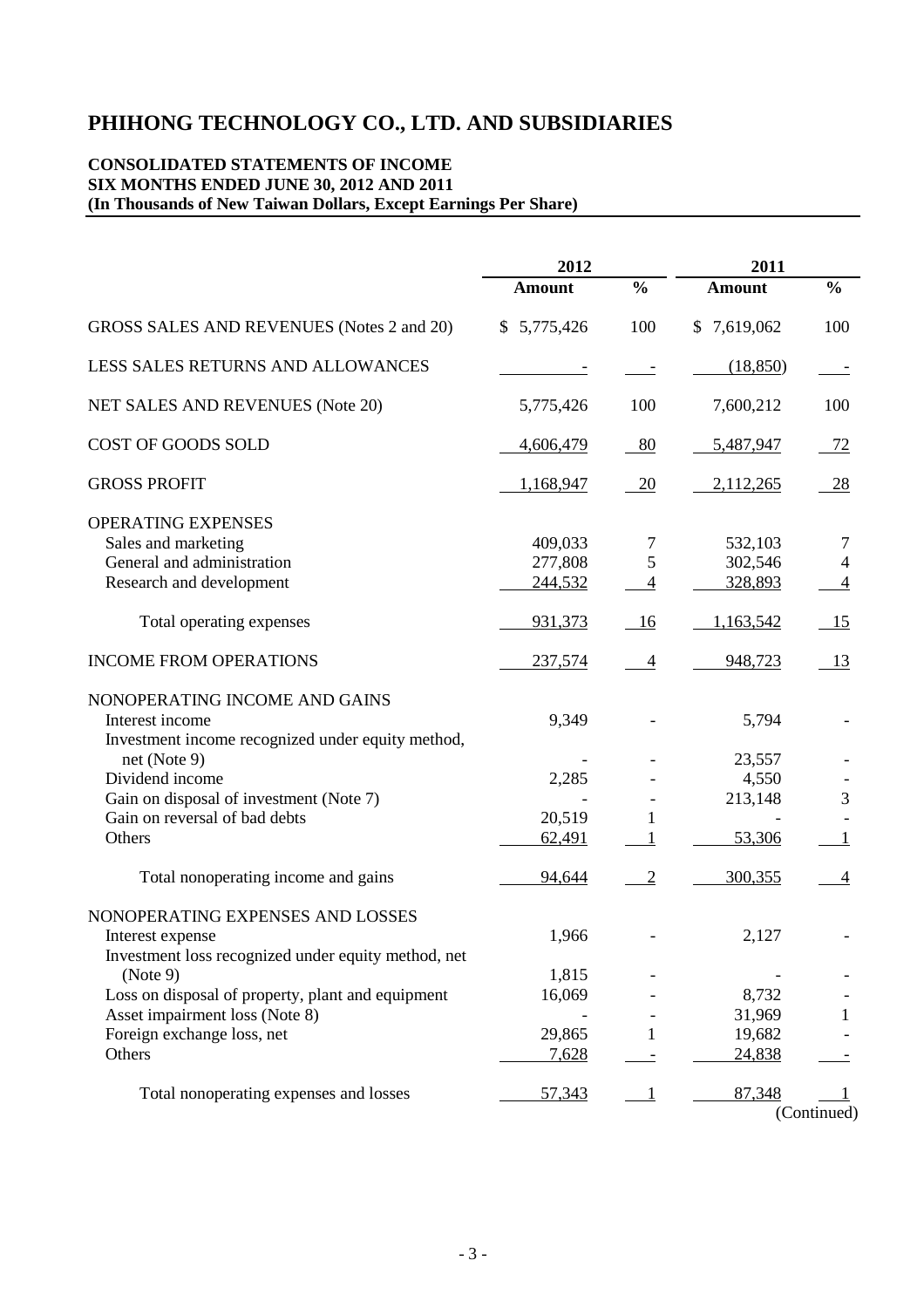# PHIHONG TECHNOLOGY CO., LTD. AND SUBSIDIARIES

**CONSOLIDATED STATEMENTS OF INCOME**
**SIX MONTHS ENDED JUNE 30, 2012 AND 2011**
**(In Thousands of New Taiwan Dollars, Except Earnings Per Share)**

| | 2012 | | 2011 | |
|---|---|---|---|---|
| | **Amount** | **%** | **Amount** | **%** |
| GROSS SALES AND REVENUES (Notes 2 and 20) | $ 5,775,426 | 100 | $ 7,619,062 | 100 |
| LESS SALES RETURNS AND ALLOWANCES | - | - | (18,850) | - |
| NET SALES AND REVENUES (Note 20) | 5,775,426 | 100 | 7,600,212 | 100 |
| COST OF GOODS SOLD | 4,606,479 | 80 | 5,487,947 | 72 |
| GROSS PROFIT | 1,168,947 | 20 | 2,112,265 | 28 |
| OPERATING EXPENSES | | | | |
| Sales and marketing | 409,033 | 7 | 532,103 | 7 |
| General and administration | 277,808 | 5 | 302,546 | 4 |
| Research and development | 244,532 | 4 | 328,893 | 4 |
| Total operating expenses | 931,373 | 16 | 1,163,542 | 15 |
| INCOME FROM OPERATIONS | 237,574 | 4 | 948,723 | 13 |
| NONOPERATING INCOME AND GAINS | | | | |
| Interest income | 9,349 | - | 5,794 | - |
| Investment income recognized under equity method, net (Note 9) | - | - | 23,557 | - |
| Dividend income | 2,285 | - | 4,550 | - |
| Gain on disposal of investment (Note 7) | - | - | 213,148 | 3 |
| Gain on reversal of bad debts | 20,519 | 1 | - | - |
| Others | 62,491 | 1 | 53,306 | 1 |
| Total nonoperating income and gains | 94,644 | 2 | 300,355 | 4 |
| NONOPERATING EXPENSES AND LOSSES | | | | |
| Interest expense | 1,966 | - | 2,127 | - |
| Investment loss recognized under equity method, net (Note 9) | 1,815 | - | - | - |
| Loss on disposal of property, plant and equipment | 16,069 | - | 8,732 | - |
| Asset impairment loss (Note 8) | - | - | 31,969 | 1 |
| Foreign exchange loss, net | 29,865 | 1 | 19,682 | - |
| Others | 7,628 | - | 24,838 | - |
| Total nonoperating expenses and losses | 57,343 | 1 | 87,348 | 1 |

(Continued)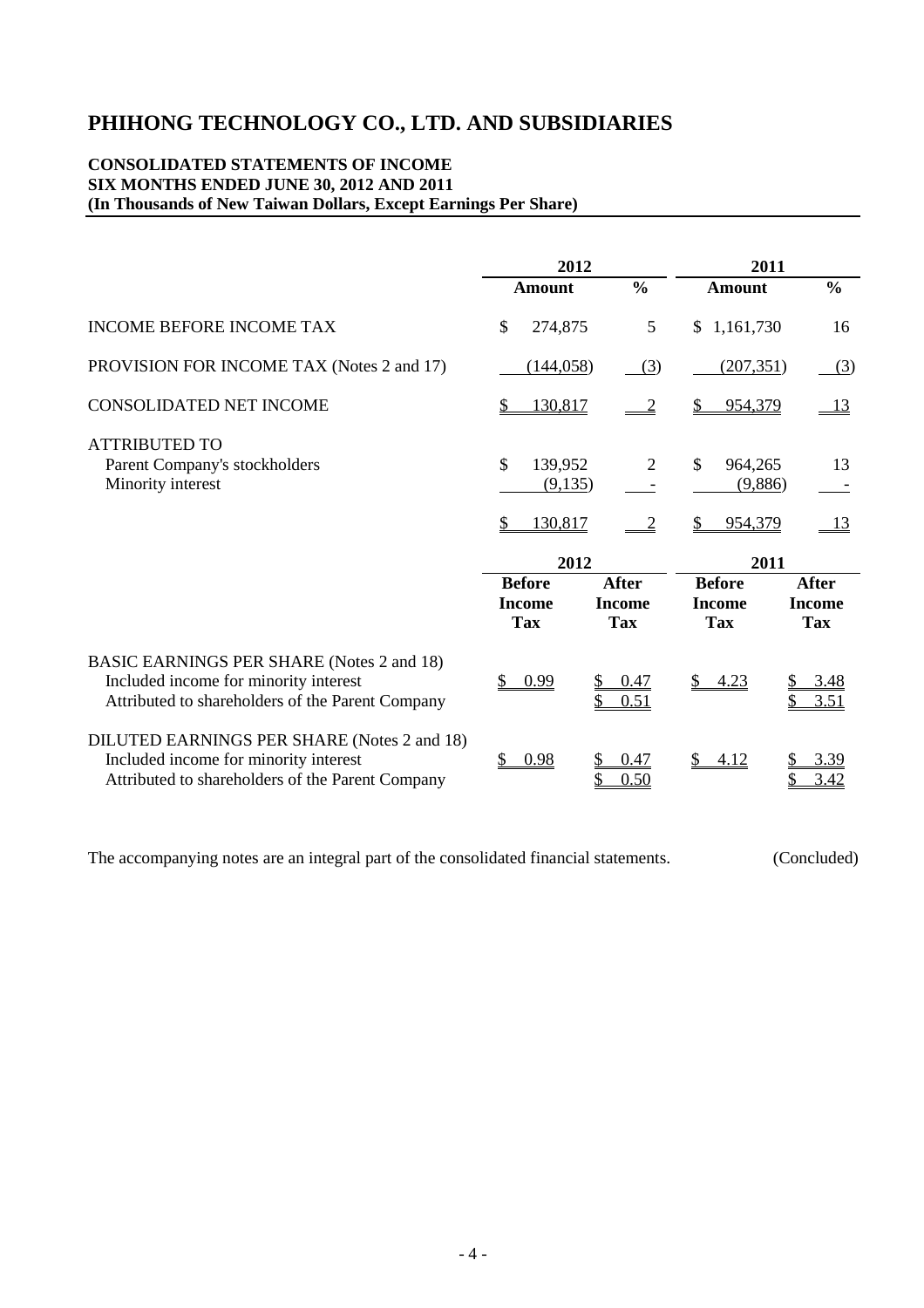# PHIHONG TECHNOLOGY CO., LTD. AND SUBSIDIARIES

**CONSOLIDATED STATEMENTS OF INCOME**
**SIX MONTHS ENDED JUNE 30, 2012 AND 2011**
**(In Thousands of New Taiwan Dollars, Except Earnings Per Share)**

| | 2012 | | 2011 | |
|---|---|---|---|---|
| | **Amount** | **%** | **Amount** | **%** |
| INCOME BEFORE INCOME TAX | $ 274,875 | 5 | $ 1,161,730 | 16 |
| PROVISION FOR INCOME TAX (Notes 2 and 17) | (144,058) | (3) | (207,351) | (3) |
| CONSOLIDATED NET INCOME | $ 130,817 | 2 | $ 954,379 | 13 |
| ATTRIBUTED TO | | | | |
| Parent Company's stockholders | $ 139,952 | 2 | $ 964,265 | 13 |
| Minority interest | (9,135) | - | (9,886) | - |
| | $ 130,817 | 2 | $ 954,379 | 13 |

| | 2012 | | 2011 | |
|---|---|---|---|---|
| | **Before Income Tax** | **After Income Tax** | **Before Income Tax** | **After Income Tax** |
| BASIC EARNINGS PER SHARE (Notes 2 and 18) | | | | |
| Included income for minority interest | $ 0.99 | $ 0.47 | $ 4.23 | $ 3.48 |
| Attributed to shareholders of the Parent Company | | $ 0.51 | | $ 3.51 |
| DILUTED EARNINGS PER SHARE (Notes 2 and 18) | | | | |
| Included income for minority interest | $ 0.98 | $ 0.47 | $ 4.12 | $ 3.39 |
| Attributed to shareholders of the Parent Company | | $ 0.50 | | $ 3.42 |

The accompanying notes are an integral part of the consolidated financial statements. (Concluded)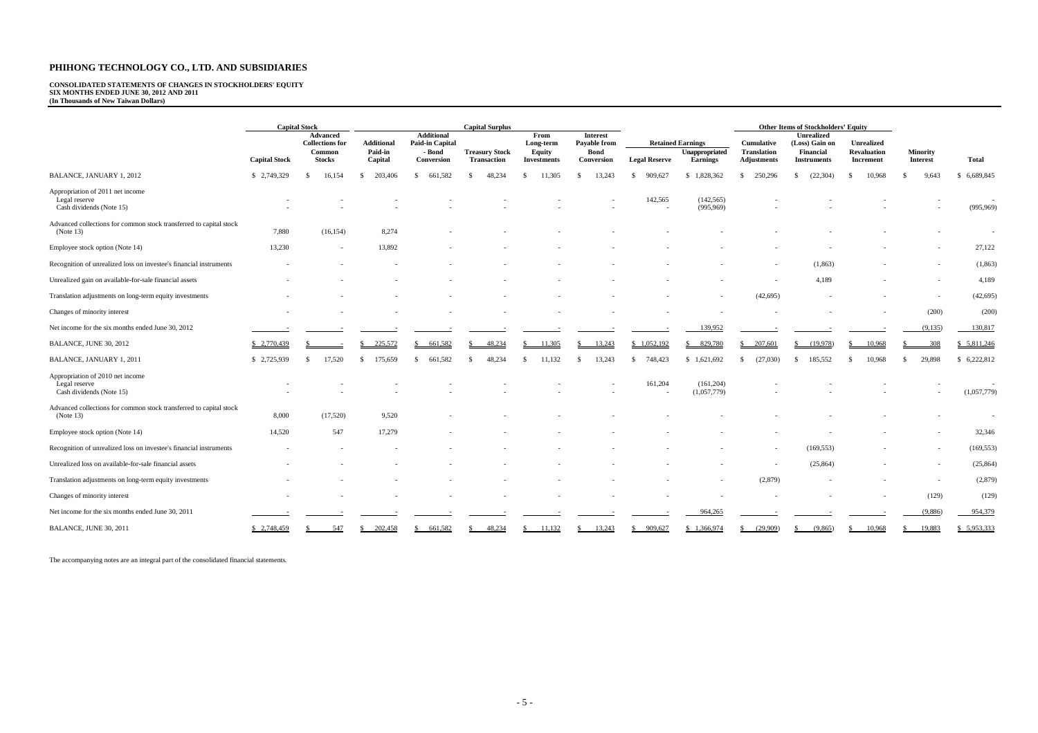# PHIHONG TECHNOLOGY CO., LTD. AND SUBSIDIARIES

**CONSOLIDATED STATEMENTS OF CHANGES IN STOCKHOLDERS' EQUITY**
**SIX MONTHS ENDED JUNE 30, 2012 AND 2011**
**(In Thousands of New Taiwan Dollars)**

| | Capital Stock | | Capital Surplus | | | | | Retained Earnings | | Other Items of Stockholders' Equity | | | | |
|---|---|---|---|---|---|---|---|---|---|---|---|---|---|---|
| | Capital Stock | Advanced Collections for Common Stocks | Additional Paid-in Capital | Additional Paid-in Capital - Bond Conversion | Treasury Stock Transaction | From Long-term Equity Investments | Interest Payable from Bond Conversion | Legal Reserve | Unappropriated Earnings | Cumulative Translation Adjustments | Unrealized (Loss) Gain on Financial Instruments | Unrealized Revaluation Increment | Minority Interest | Total |
| BALANCE, JANUARY 1, 2012 | $ 2,749,329 | $ 16,154 | $ 203,406 | $ 661,582 | $ 48,234 | $ 11,305 | $ 13,243 | $ 909,627 | $ 1,828,362 | $ 250,296 | $ (22,304) | $ 10,968 | $ 9,643 | $ 6,689,845 |
| Appropriation of 2011 net income | | | | | | | | | | | | | | |
| Legal reserve | - | - | - | - | - | - | - | 142,565 | (142,565) | - | - | - | - | - |
| Cash dividends (Note 15) | - | - | - | - | - | - | - | - | (995,969) | - | - | - | - | (995,969) |
| Advanced collections for common stock transferred to capital stock (Note 13) | 7,880 | (16,154) | 8,274 | - | - | - | - | - | - | - | - | - | - | - |
| Employee stock option (Note 14) | 13,230 | - | 13,892 | - | - | - | - | - | - | - | - | - | - | 27,122 |
| Recognition of unrealized loss on investee's financial instruments | - | - | - | - | - | - | - | - | - | - | (1,863) | - | - | (1,863) |
| Unrealized gain on available-for-sale financial assets | - | - | - | - | - | - | - | - | - | - | 4,189 | - | - | 4,189 |
| Translation adjustments on long-term equity investments | - | - | - | - | - | - | - | - | - | (42,695) | - | - | - | (42,695) |
| Changes of minority interest | - | - | - | - | - | - | - | - | - | - | - | - | (200) | (200) |
| Net income for the six months ended June 30, 2012 | - | - | - | - | - | - | - | - | 139,952 | - | - | - | (9,135) | 130,817 |
| BALANCE, JUNE 30, 2012 | $ 2,770,439 | $ - | $ 225,572 | $ 661,582 | $ 48,234 | $ 11,305 | $ 13,243 | $ 1,052,192 | $ 829,780 | $ 207,601 | $ (19,978) | $ 10,968 | $ 308 | $ 5,811,246 |
| BALANCE, JANUARY 1, 2011 | $ 2,725,939 | $ 17,520 | $ 175,659 | $ 661,582 | $ 48,234 | $ 11,132 | $ 13,243 | $ 748,423 | $ 1,621,692 | $ (27,030) | $ 185,552 | $ 10,968 | $ 29,898 | $ 6,222,812 |
| Appropriation of 2010 net income | | | | | | | | | | | | | | |
| Legal reserve | - | - | - | - | - | - | - | 161,204 | (161,204) | - | - | - | - | - |
| Cash dividends (Note 15) | - | - | - | - | - | - | - | - | (1,057,779) | - | - | - | - | (1,057,779) |
| Advanced collections for common stock transferred to capital stock (Note 13) | 8,000 | (17,520) | 9,520 | - | - | - | - | - | - | - | - | - | - | - |
| Employee stock option (Note 14) | 14,520 | 547 | 17,279 | - | - | - | - | - | - | - | - | - | - | 32,346 |
| Recognition of unrealized loss on investee's financial instruments | - | - | - | - | - | - | - | - | - | - | (169,553) | - | - | (169,553) |
| Unrealized loss on available-for-sale financial assets | - | - | - | - | - | - | - | - | - | - | (25,864) | - | - | (25,864) |
| Translation adjustments on long-term equity investments | - | - | - | - | - | - | - | - | - | (2,879) | - | - | - | (2,879) |
| Changes of minority interest | - | - | - | - | - | - | - | - | - | - | - | - | (129) | (129) |
| Net income for the six months ended June 30, 2011 | - | - | - | - | - | - | - | - | 964,265 | - | - | - | (9,886) | 954,379 |
| BALANCE, JUNE 30, 2011 | $ 2,748,459 | $ 547 | $ 202,458 | $ 661,582 | $ 48,234 | $ 11,132 | $ 13,243 | $ 909,627 | $ 1,366,974 | $ (29,909) | $ (9,865) | $ 10,968 | $ 19,883 | $ 5,953,333 |

The accompanying notes are an integral part of the consolidated financial statements.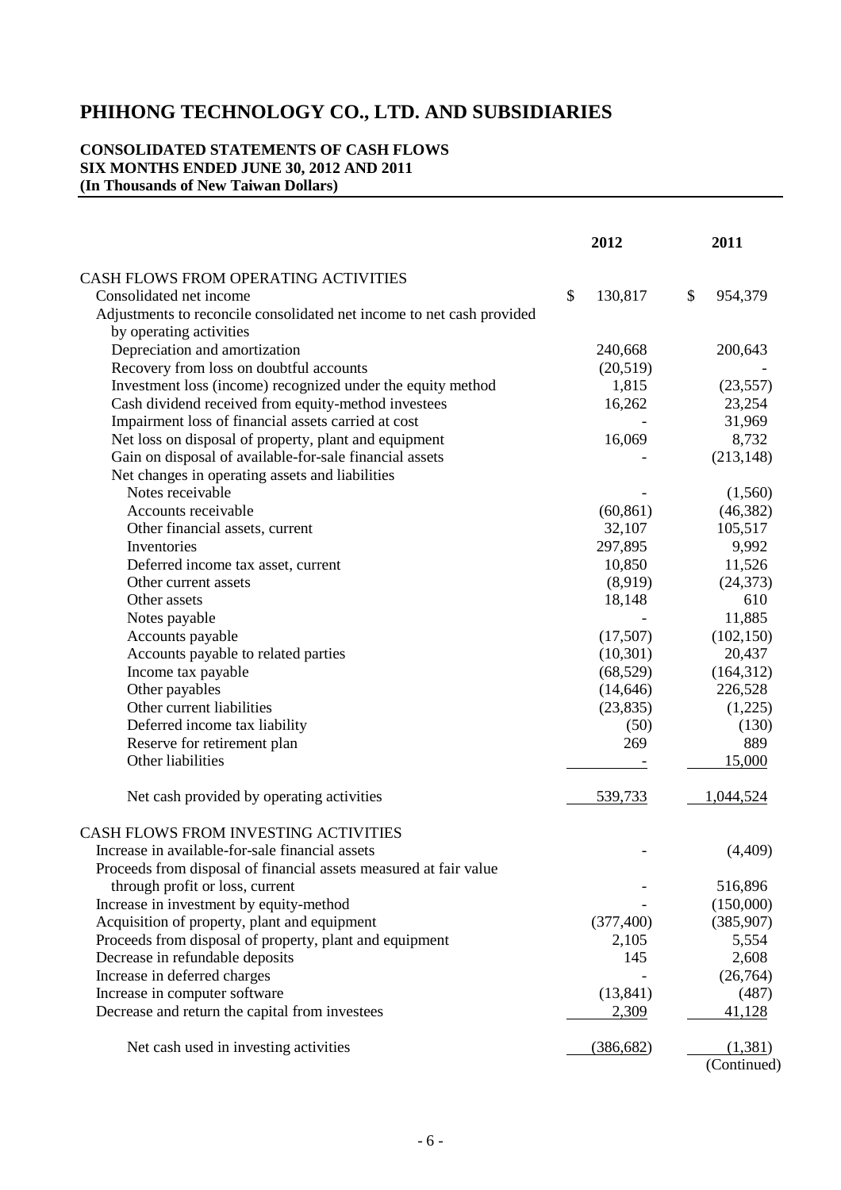# PHIHONG TECHNOLOGY CO., LTD. AND SUBSIDIARIES

**CONSOLIDATED STATEMENTS OF CASH FLOWS**
**SIX MONTHS ENDED JUNE 30, 2012 AND 2011**
**(In Thousands of New Taiwan Dollars)**

| | 2012 | 2011 |
|---|---|---|
| CASH FLOWS FROM OPERATING ACTIVITIES | | |
| Consolidated net income | $ 130,817 | $ 954,379 |
| Adjustments to reconcile consolidated net income to net cash provided by operating activities | | |
| Depreciation and amortization | 240,668 | 200,643 |
| Recovery from loss on doubtful accounts | (20,519) | - |
| Investment loss (income) recognized under the equity method | 1,815 | (23,557) |
| Cash dividend received from equity-method investees | 16,262 | 23,254 |
| Impairment loss of financial assets carried at cost | - | 31,969 |
| Net loss on disposal of property, plant and equipment | 16,069 | 8,732 |
| Gain on disposal of available-for-sale financial assets | - | (213,148) |
| Net changes in operating assets and liabilities | | |
| Notes receivable | - | (1,560) |
| Accounts receivable | (60,861) | (46,382) |
| Other financial assets, current | 32,107 | 105,517 |
| Inventories | 297,895 | 9,992 |
| Deferred income tax asset, current | 10,850 | 11,526 |
| Other current assets | (8,919) | (24,373) |
| Other assets | 18,148 | 610 |
| Notes payable | - | 11,885 |
| Accounts payable | (17,507) | (102,150) |
| Accounts payable to related parties | (10,301) | 20,437 |
| Income tax payable | (68,529) | (164,312) |
| Other payables | (14,646) | 226,528 |
| Other current liabilities | (23,835) | (1,225) |
| Deferred income tax liability | (50) | (130) |
| Reserve for retirement plan | 269 | 889 |
| Other liabilities | - | 15,000 |
| Net cash provided by operating activities | 539,733 | 1,044,524 |
| CASH FLOWS FROM INVESTING ACTIVITIES | | |
| Increase in available-for-sale financial assets | - | (4,409) |
| Proceeds from disposal of financial assets measured at fair value through profit or loss, current | - | 516,896 |
| Increase in investment by equity-method | - | (150,000) |
| Acquisition of property, plant and equipment | (377,400) | (385,907) |
| Proceeds from disposal of property, plant and equipment | 2,105 | 5,554 |
| Decrease in refundable deposits | 145 | 2,608 |
| Increase in deferred charges | - | (26,764) |
| Increase in computer software | (13,841) | (487) |
| Decrease and return the capital from investees | 2,309 | 41,128 |
| Net cash used in investing activities | (386,682) | (1,381) |

(Continued)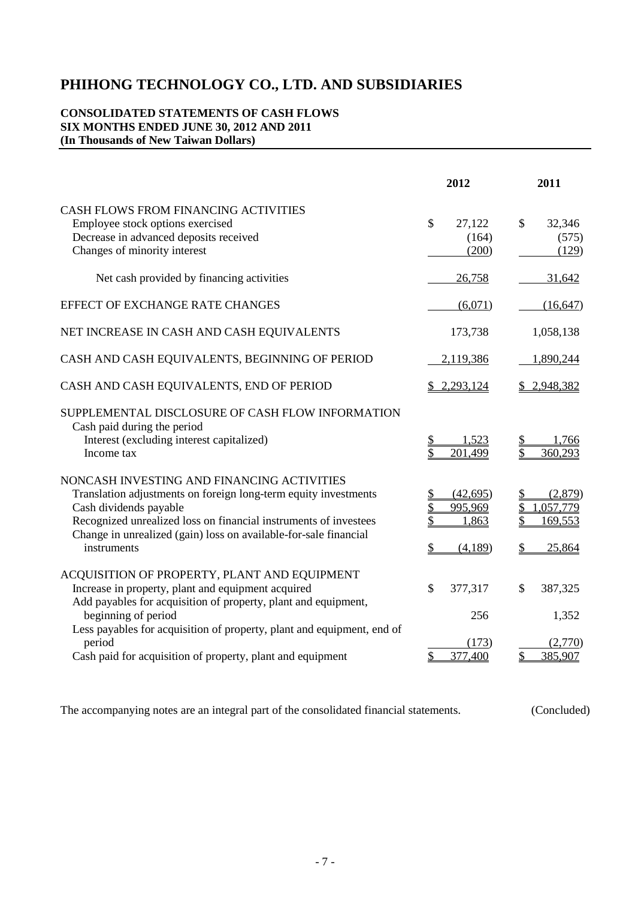# PHIHONG TECHNOLOGY CO., LTD. AND SUBSIDIARIES

**CONSOLIDATED STATEMENTS OF CASH FLOWS**
**SIX MONTHS ENDED JUNE 30, 2012 AND 2011**
**(In Thousands of New Taiwan Dollars)**

| | 2012 | 2011 |
|---|---|---|
| CASH FLOWS FROM FINANCING ACTIVITIES | | |
| Employee stock options exercised | $ 27,122 | $ 32,346 |
| Decrease in advanced deposits received | (164) | (575) |
| Changes of minority interest | (200) | (129) |
| Net cash provided by financing activities | 26,758 | 31,642 |
| EFFECT OF EXCHANGE RATE CHANGES | (6,071) | (16,647) |
| NET INCREASE IN CASH AND CASH EQUIVALENTS | 173,738 | 1,058,138 |
| CASH AND CASH EQUIVALENTS, BEGINNING OF PERIOD | 2,119,386 | 1,890,244 |
| CASH AND CASH EQUIVALENTS, END OF PERIOD | $ 2,293,124 | $ 2,948,382 |
| SUPPLEMENTAL DISCLOSURE OF CASH FLOW INFORMATION | | |
| Cash paid during the period | | |
| Interest (excluding interest capitalized) | $ 1,523 | $ 1,766 |
| Income tax | $ 201,499 | $ 360,293 |
| NONCASH INVESTING AND FINANCING ACTIVITIES | | |
| Translation adjustments on foreign long-term equity investments | $ (42,695) | $ (2,879) |
| Cash dividends payable | $ 995,969 | $ 1,057,779 |
| Recognized unrealized loss on financial instruments of investees | $ 1,863 | $ 169,553 |
| Change in unrealized (gain) loss on available-for-sale financial instruments | $ (4,189) | $ 25,864 |
| ACQUISITION OF PROPERTY, PLANT AND EQUIPMENT | | |
| Increase in property, plant and equipment acquired | $ 377,317 | $ 387,325 |
| Add payables for acquisition of property, plant and equipment, beginning of period | 256 | 1,352 |
| Less payables for acquisition of property, plant and equipment, end of period | (173) | (2,770) |
| Cash paid for acquisition of property, plant and equipment | $ 377,400 | $ 385,907 |

The accompanying notes are an integral part of the consolidated financial statements. (Concluded)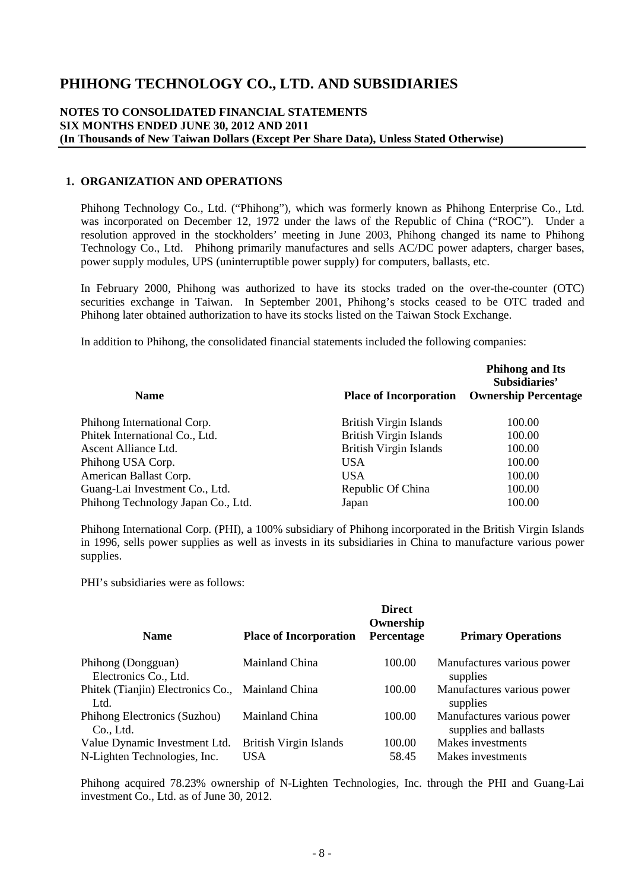# PHIHONG TECHNOLOGY CO., LTD. AND SUBSIDIARIES

**NOTES TO CONSOLIDATED FINANCIAL STATEMENTS**
**SIX MONTHS ENDED JUNE 30, 2012 AND 2011**
**(In Thousands of New Taiwan Dollars (Except Per Share Data), Unless Stated Otherwise)**

## 1. ORGANIZATION AND OPERATIONS

Phihong Technology Co., Ltd. ("Phihong"), which was formerly known as Phihong Enterprise Co., Ltd. was incorporated on December 12, 1972 under the laws of the Republic of China ("ROC"). Under a resolution approved in the stockholders' meeting in June 2003, Phihong changed its name to Phihong Technology Co., Ltd. Phihong primarily manufactures and sells AC/DC power adapters, charger bases, power supply modules, UPS (uninterruptible power supply) for computers, ballasts, etc.

In February 2000, Phihong was authorized to have its stocks traded on the over-the-counter (OTC) securities exchange in Taiwan. In September 2001, Phihong's stocks ceased to be OTC traded and Phihong later obtained authorization to have its stocks listed on the Taiwan Stock Exchange.

In addition to Phihong, the consolidated financial statements included the following companies:

| Name | Place of Incorporation | Phihong and Its Subsidiaries' Ownership Percentage |
|---|---|---|
| Phihong International Corp. | British Virgin Islands | 100.00 |
| Phitek International Co., Ltd. | British Virgin Islands | 100.00 |
| Ascent Alliance Ltd. | British Virgin Islands | 100.00 |
| Phihong USA Corp. | USA | 100.00 |
| American Ballast Corp. | USA | 100.00 |
| Guang-Lai Investment Co., Ltd. | Republic Of China | 100.00 |
| Phihong Technology Japan Co., Ltd. | Japan | 100.00 |

Phihong International Corp. (PHI), a 100% subsidiary of Phihong incorporated in the British Virgin Islands in 1996, sells power supplies as well as invests in its subsidiaries in China to manufacture various power supplies.

PHI's subsidiaries were as follows:

| Name | Place of Incorporation | Direct Ownership Percentage | Primary Operations |
|---|---|---|---|
| Phihong (Dongguan) Electronics Co., Ltd. | Mainland China | 100.00 | Manufactures various power supplies |
| Phitek (Tianjin) Electronics Co., Ltd. | Mainland China | 100.00 | Manufactures various power supplies |
| Phihong Electronics (Suzhou) Co., Ltd. | Mainland China | 100.00 | Manufactures various power supplies and ballasts |
| Value Dynamic Investment Ltd. | British Virgin Islands | 100.00 | Makes investments |
| N-Lighten Technologies, Inc. | USA | 58.45 | Makes investments |

Phihong acquired 78.23% ownership of N-Lighten Technologies, Inc. through the PHI and Guang-Lai investment Co., Ltd. as of June 30, 2012.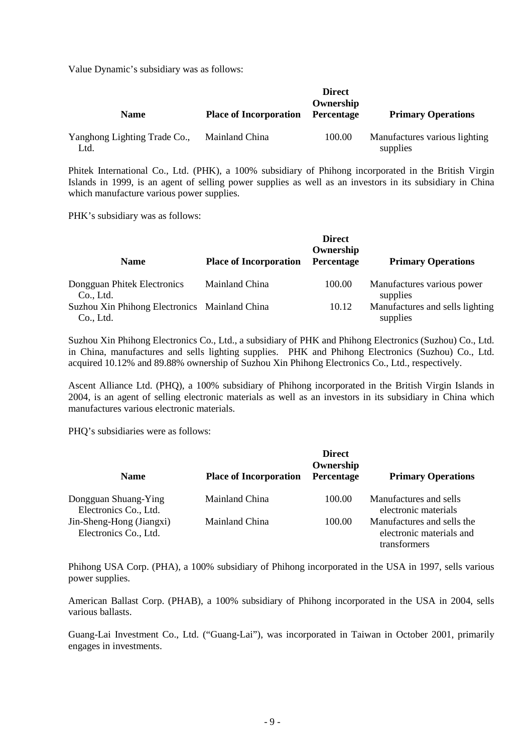Value Dynamic's subsidiary was as follows:

| Name | Place of Incorporation | Direct Ownership Percentage | Primary Operations |
|---|---|---|---|
| Yanghong Lighting Trade Co., Ltd. | Mainland China | 100.00 | Manufactures various lighting supplies |

Phitek International Co., Ltd. (PHK), a 100% subsidiary of Phihong incorporated in the British Virgin Islands in 1999, is an agent of selling power supplies as well as an investors in its subsidiary in China which manufacture various power supplies.

PHK's subsidiary was as follows:

| Name | Place of Incorporation | Direct Ownership Percentage | Primary Operations |
|---|---|---|---|
| Dongguan Phitek Electronics Co., Ltd. | Mainland China | 100.00 | Manufactures various power supplies |
| Suzhou Xin Phihong Electronics Co., Ltd. | Mainland China | 10.12 | Manufactures and sells lighting supplies |

Suzhou Xin Phihong Electronics Co., Ltd., a subsidiary of PHK and Phihong Electronics (Suzhou) Co., Ltd. in China, manufactures and sells lighting supplies. PHK and Phihong Electronics (Suzhou) Co., Ltd. acquired 10.12% and 89.88% ownership of Suzhou Xin Phihong Electronics Co., Ltd., respectively.

Ascent Alliance Ltd. (PHQ), a 100% subsidiary of Phihong incorporated in the British Virgin Islands in 2004, is an agent of selling electronic materials as well as an investors in its subsidiary in China which manufactures various electronic materials.

PHQ's subsidiaries were as follows:

| Name | Place of Incorporation | Direct Ownership Percentage | Primary Operations |
|---|---|---|---|
| Dongguan Shuang-Ying Electronics Co., Ltd. | Mainland China | 100.00 | Manufactures and sells electronic materials |
| Jin-Sheng-Hong (Jiangxi) Electronics Co., Ltd. | Mainland China | 100.00 | Manufactures and sells the electronic materials and transformers |

Phihong USA Corp. (PHA), a 100% subsidiary of Phihong incorporated in the USA in 1997, sells various power supplies.

American Ballast Corp. (PHAB), a 100% subsidiary of Phihong incorporated in the USA in 2004, sells various ballasts.

Guang-Lai Investment Co., Ltd. ("Guang-Lai"), was incorporated in Taiwan in October 2001, primarily engages in investments.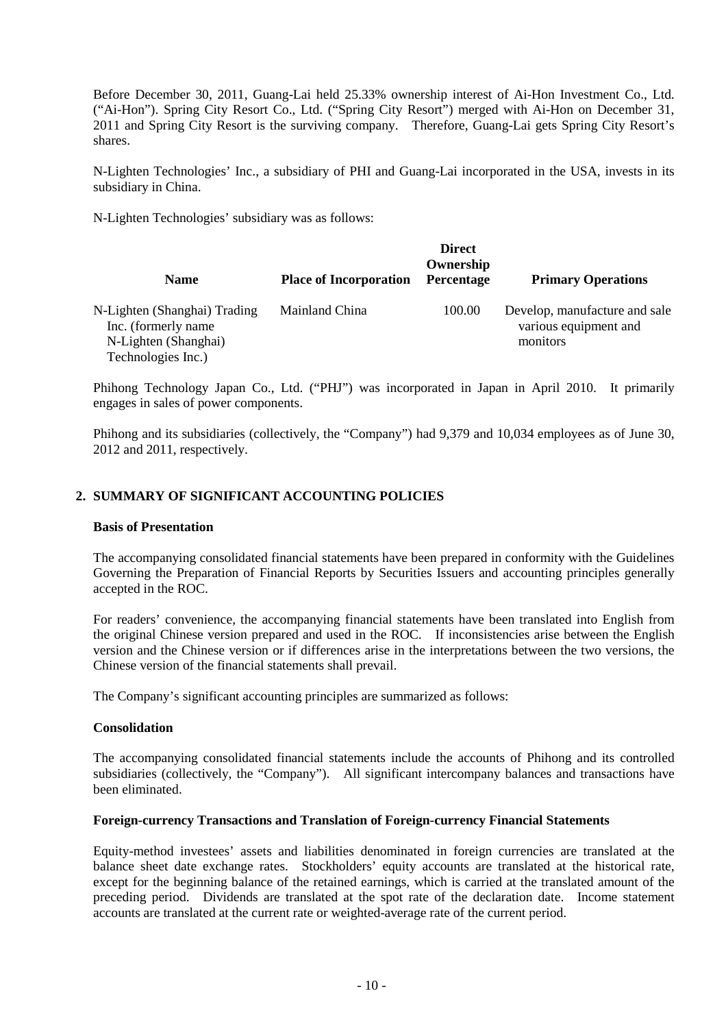Before December 30, 2011, Guang-Lai held 25.33% ownership interest of Ai-Hon Investment Co., Ltd. ("Ai-Hon"). Spring City Resort Co., Ltd. ("Spring City Resort") merged with Ai-Hon on December 31, 2011 and Spring City Resort is the surviving company. Therefore, Guang-Lai gets Spring City Resort's shares.

N-Lighten Technologies' Inc., a subsidiary of PHI and Guang-Lai incorporated in the USA, invests in its subsidiary in China.

N-Lighten Technologies' subsidiary was as follows:

| Name | Place of Incorporation | Direct Ownership Percentage | Primary Operations |
|---|---|---|---|
| N-Lighten (Shanghai) Trading Inc. (formerly name N-Lighten (Shanghai) Technologies Inc.) | Mainland China | 100.00 | Develop, manufacture and sale various equipment and monitors |

Phihong Technology Japan Co., Ltd. ("PHJ") was incorporated in Japan in April 2010. It primarily engages in sales of power components.

Phihong and its subsidiaries (collectively, the "Company") had 9,379 and 10,034 employees as of June 30, 2012 and 2011, respectively.

## 2. SUMMARY OF SIGNIFICANT ACCOUNTING POLICIES

### Basis of Presentation

The accompanying consolidated financial statements have been prepared in conformity with the Guidelines Governing the Preparation of Financial Reports by Securities Issuers and accounting principles generally accepted in the ROC.

For readers' convenience, the accompanying financial statements have been translated into English from the original Chinese version prepared and used in the ROC. If inconsistencies arise between the English version and the Chinese version or if differences arise in the interpretations between the two versions, the Chinese version of the financial statements shall prevail.

The Company's significant accounting principles are summarized as follows:

### Consolidation

The accompanying consolidated financial statements include the accounts of Phihong and its controlled subsidiaries (collectively, the "Company"). All significant intercompany balances and transactions have been eliminated.

### Foreign-currency Transactions and Translation of Foreign-currency Financial Statements

Equity-method investees' assets and liabilities denominated in foreign currencies are translated at the balance sheet date exchange rates. Stockholders' equity accounts are translated at the historical rate, except for the beginning balance of the retained earnings, which is carried at the translated amount of the preceding period. Dividends are translated at the spot rate of the declaration date. Income statement accounts are translated at the current rate or weighted-average rate of the current period.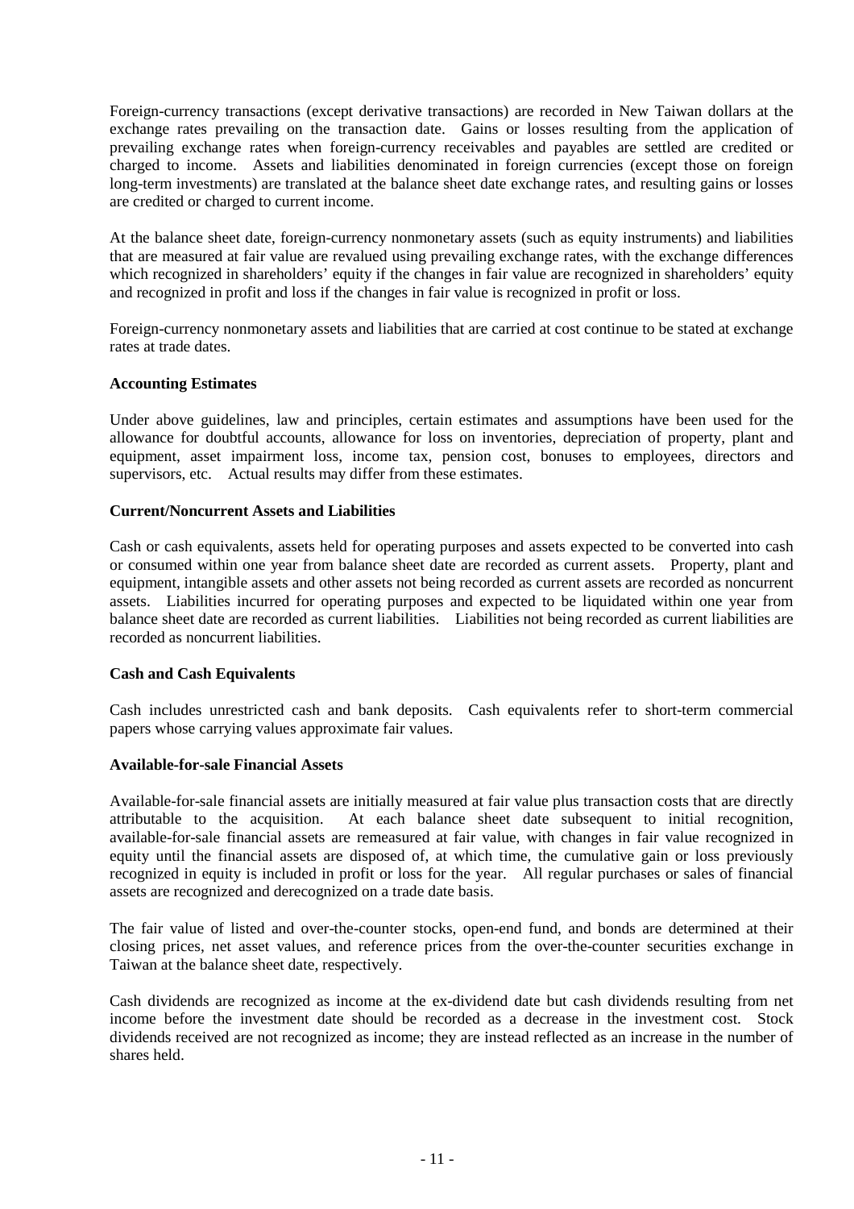Foreign-currency transactions (except derivative transactions) are recorded in New Taiwan dollars at the exchange rates prevailing on the transaction date. Gains or losses resulting from the application of prevailing exchange rates when foreign-currency receivables and payables are settled are credited or charged to income. Assets and liabilities denominated in foreign currencies (except those on foreign long-term investments) are translated at the balance sheet date exchange rates, and resulting gains or losses are credited or charged to current income.

At the balance sheet date, foreign-currency nonmonetary assets (such as equity instruments) and liabilities that are measured at fair value are revalued using prevailing exchange rates, with the exchange differences which recognized in shareholders' equity if the changes in fair value are recognized in shareholders' equity and recognized in profit and loss if the changes in fair value is recognized in profit or loss.

Foreign-currency nonmonetary assets and liabilities that are carried at cost continue to be stated at exchange rates at trade dates.

**Accounting Estimates**

Under above guidelines, law and principles, certain estimates and assumptions have been used for the allowance for doubtful accounts, allowance for loss on inventories, depreciation of property, plant and equipment, asset impairment loss, income tax, pension cost, bonuses to employees, directors and supervisors, etc. Actual results may differ from these estimates.

**Current/Noncurrent Assets and Liabilities**

Cash or cash equivalents, assets held for operating purposes and assets expected to be converted into cash or consumed within one year from balance sheet date are recorded as current assets. Property, plant and equipment, intangible assets and other assets not being recorded as current assets are recorded as noncurrent assets. Liabilities incurred for operating purposes and expected to be liquidated within one year from balance sheet date are recorded as current liabilities. Liabilities not being recorded as current liabilities are recorded as noncurrent liabilities.

**Cash and Cash Equivalents**

Cash includes unrestricted cash and bank deposits. Cash equivalents refer to short-term commercial papers whose carrying values approximate fair values.

**Available-for-sale Financial Assets**

Available-for-sale financial assets are initially measured at fair value plus transaction costs that are directly attributable to the acquisition. At each balance sheet date subsequent to initial recognition, available-for-sale financial assets are remeasured at fair value, with changes in fair value recognized in equity until the financial assets are disposed of, at which time, the cumulative gain or loss previously recognized in equity is included in profit or loss for the year. All regular purchases or sales of financial assets are recognized and derecognized on a trade date basis.

The fair value of listed and over-the-counter stocks, open-end fund, and bonds are determined at their closing prices, net asset values, and reference prices from the over-the-counter securities exchange in Taiwan at the balance sheet date, respectively.

Cash dividends are recognized as income at the ex-dividend date but cash dividends resulting from net income before the investment date should be recorded as a decrease in the investment cost. Stock dividends received are not recognized as income; they are instead reflected as an increase in the number of shares held.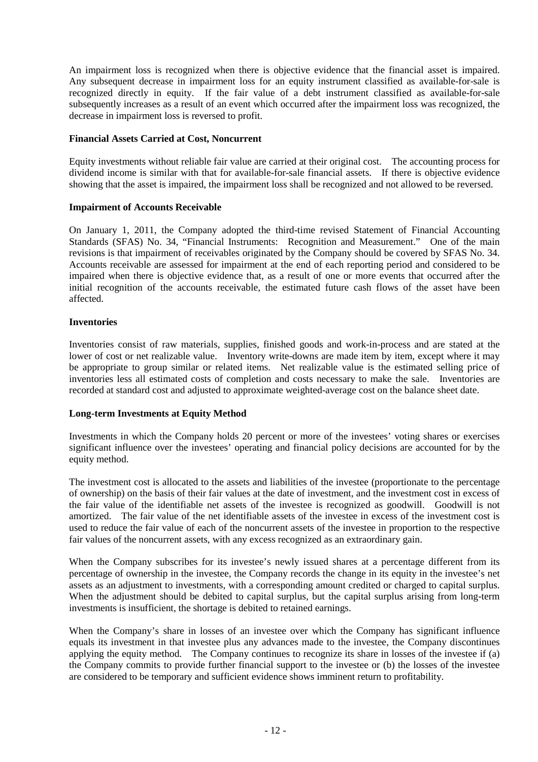An impairment loss is recognized when there is objective evidence that the financial asset is impaired. Any subsequent decrease in impairment loss for an equity instrument classified as available-for-sale is recognized directly in equity. If the fair value of a debt instrument classified as available-for-sale subsequently increases as a result of an event which occurred after the impairment loss was recognized, the decrease in impairment loss is reversed to profit.

**Financial Assets Carried at Cost, Noncurrent**

Equity investments without reliable fair value are carried at their original cost. The accounting process for dividend income is similar with that for available-for-sale financial assets. If there is objective evidence showing that the asset is impaired, the impairment loss shall be recognized and not allowed to be reversed.

**Impairment of Accounts Receivable**

On January 1, 2011, the Company adopted the third-time revised Statement of Financial Accounting Standards (SFAS) No. 34, "Financial Instruments: Recognition and Measurement." One of the main revisions is that impairment of receivables originated by the Company should be covered by SFAS No. 34. Accounts receivable are assessed for impairment at the end of each reporting period and considered to be impaired when there is objective evidence that, as a result of one or more events that occurred after the initial recognition of the accounts receivable, the estimated future cash flows of the asset have been affected.

**Inventories**

Inventories consist of raw materials, supplies, finished goods and work-in-process and are stated at the lower of cost or net realizable value. Inventory write-downs are made item by item, except where it may be appropriate to group similar or related items. Net realizable value is the estimated selling price of inventories less all estimated costs of completion and costs necessary to make the sale. Inventories are recorded at standard cost and adjusted to approximate weighted-average cost on the balance sheet date.

**Long-term Investments at Equity Method**

Investments in which the Company holds 20 percent or more of the investees' voting shares or exercises significant influence over the investees' operating and financial policy decisions are accounted for by the equity method.

The investment cost is allocated to the assets and liabilities of the investee (proportionate to the percentage of ownership) on the basis of their fair values at the date of investment, and the investment cost in excess of the fair value of the identifiable net assets of the investee is recognized as goodwill. Goodwill is not amortized. The fair value of the net identifiable assets of the investee in excess of the investment cost is used to reduce the fair value of each of the noncurrent assets of the investee in proportion to the respective fair values of the noncurrent assets, with any excess recognized as an extraordinary gain.

When the Company subscribes for its investee's newly issued shares at a percentage different from its percentage of ownership in the investee, the Company records the change in its equity in the investee's net assets as an adjustment to investments, with a corresponding amount credited or charged to capital surplus. When the adjustment should be debited to capital surplus, but the capital surplus arising from long-term investments is insufficient, the shortage is debited to retained earnings.

When the Company's share in losses of an investee over which the Company has significant influence equals its investment in that investee plus any advances made to the investee, the Company discontinues applying the equity method. The Company continues to recognize its share in losses of the investee if (a) the Company commits to provide further financial support to the investee or (b) the losses of the investee are considered to be temporary and sufficient evidence shows imminent return to profitability.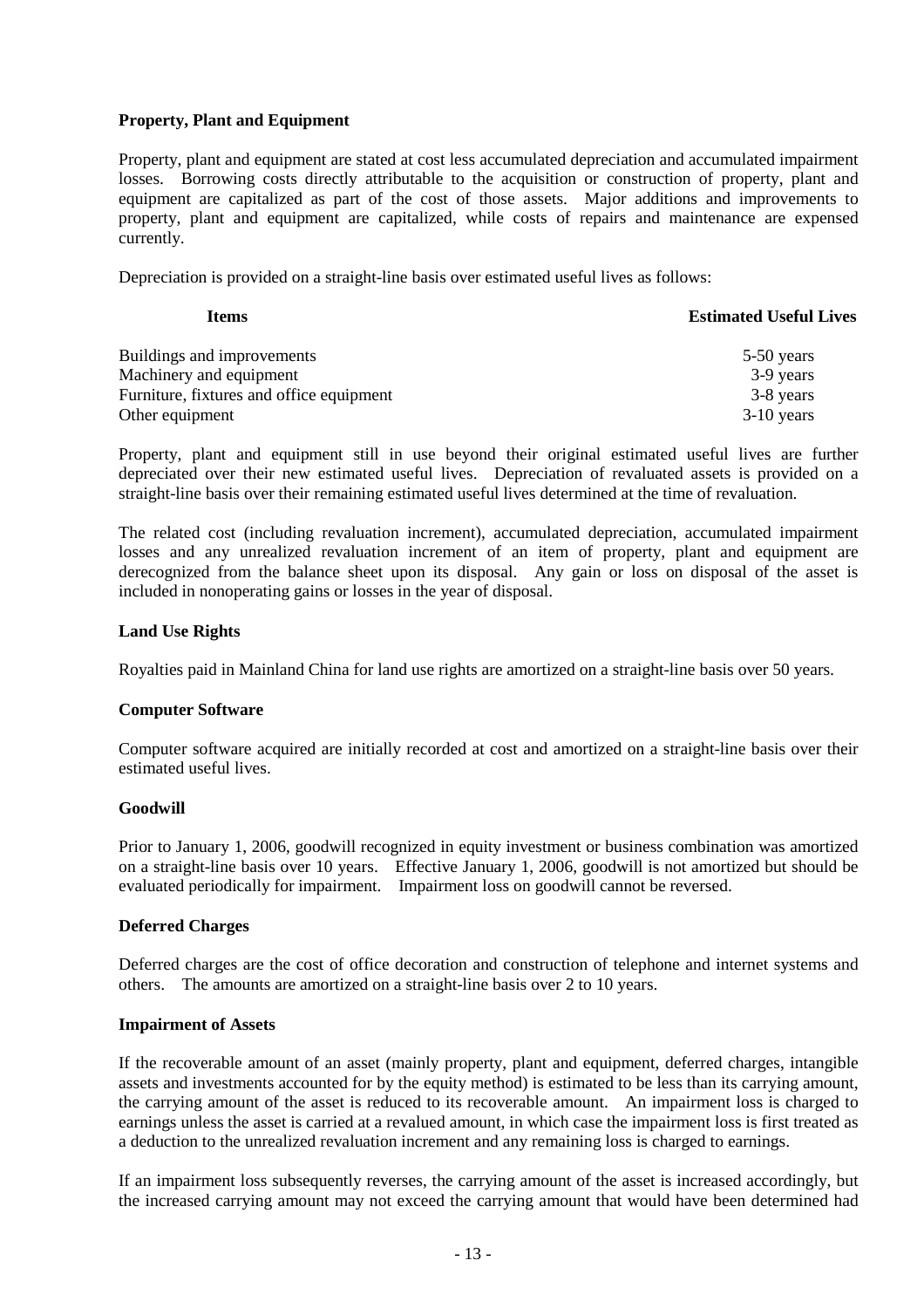### Property, Plant and Equipment

Property, plant and equipment are stated at cost less accumulated depreciation and accumulated impairment losses. Borrowing costs directly attributable to the acquisition or construction of property, plant and equipment are capitalized as part of the cost of those assets. Major additions and improvements to property, plant and equipment are capitalized, while costs of repairs and maintenance are expensed currently.

Depreciation is provided on a straight-line basis over estimated useful lives as follows:

| Items | Estimated Useful Lives |
|---|---|
| Buildings and improvements | 5-50 years |
| Machinery and equipment | 3-9 years |
| Furniture, fixtures and office equipment | 3-8 years |
| Other equipment | 3-10 years |

Property, plant and equipment still in use beyond their original estimated useful lives are further depreciated over their new estimated useful lives. Depreciation of revaluated assets is provided on a straight-line basis over their remaining estimated useful lives determined at the time of revaluation.

The related cost (including revaluation increment), accumulated depreciation, accumulated impairment losses and any unrealized revaluation increment of an item of property, plant and equipment are derecognized from the balance sheet upon its disposal. Any gain or loss on disposal of the asset is included in nonoperating gains or losses in the year of disposal.

### Land Use Rights

Royalties paid in Mainland China for land use rights are amortized on a straight-line basis over 50 years.

### Computer Software

Computer software acquired are initially recorded at cost and amortized on a straight-line basis over their estimated useful lives.

### Goodwill

Prior to January 1, 2006, goodwill recognized in equity investment or business combination was amortized on a straight-line basis over 10 years. Effective January 1, 2006, goodwill is not amortized but should be evaluated periodically for impairment. Impairment loss on goodwill cannot be reversed.

### Deferred Charges

Deferred charges are the cost of office decoration and construction of telephone and internet systems and others. The amounts are amortized on a straight-line basis over 2 to 10 years.

### Impairment of Assets

If the recoverable amount of an asset (mainly property, plant and equipment, deferred charges, intangible assets and investments accounted for by the equity method) is estimated to be less than its carrying amount, the carrying amount of the asset is reduced to its recoverable amount. An impairment loss is charged to earnings unless the asset is carried at a revalued amount, in which case the impairment loss is first treated as a deduction to the unrealized revaluation increment and any remaining loss is charged to earnings.

If an impairment loss subsequently reverses, the carrying amount of the asset is increased accordingly, but the increased carrying amount may not exceed the carrying amount that would have been determined had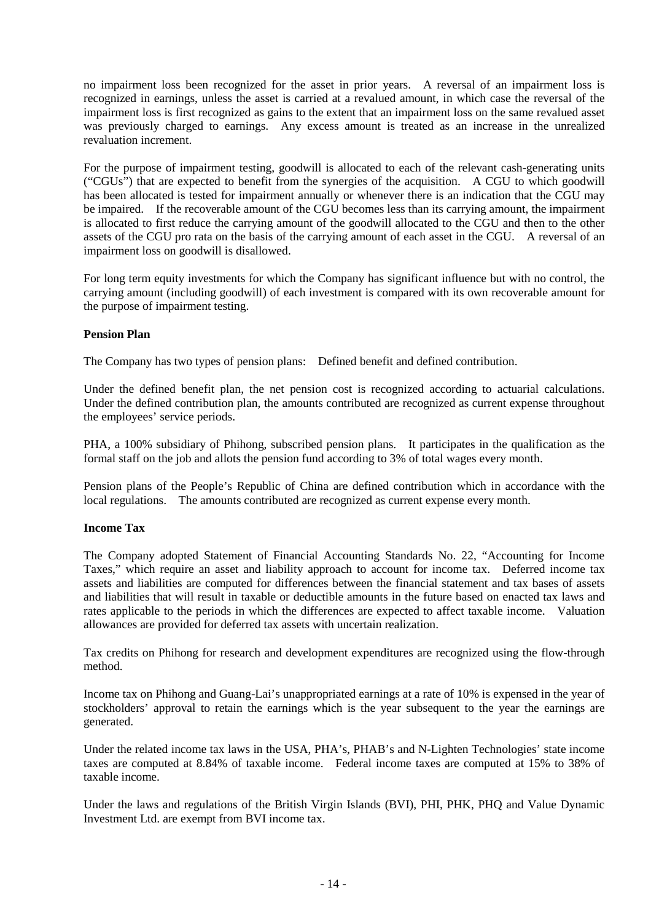no impairment loss been recognized for the asset in prior years. A reversal of an impairment loss is recognized in earnings, unless the asset is carried at a revalued amount, in which case the reversal of the impairment loss is first recognized as gains to the extent that an impairment loss on the same revalued asset was previously charged to earnings. Any excess amount is treated as an increase in the unrealized revaluation increment.

For the purpose of impairment testing, goodwill is allocated to each of the relevant cash-generating units ("CGUs") that are expected to benefit from the synergies of the acquisition. A CGU to which goodwill has been allocated is tested for impairment annually or whenever there is an indication that the CGU may be impaired. If the recoverable amount of the CGU becomes less than its carrying amount, the impairment is allocated to first reduce the carrying amount of the goodwill allocated to the CGU and then to the other assets of the CGU pro rata on the basis of the carrying amount of each asset in the CGU. A reversal of an impairment loss on goodwill is disallowed.

For long term equity investments for which the Company has significant influence but with no control, the carrying amount (including goodwill) of each investment is compared with its own recoverable amount for the purpose of impairment testing.

**Pension Plan**

The Company has two types of pension plans: Defined benefit and defined contribution.

Under the defined benefit plan, the net pension cost is recognized according to actuarial calculations. Under the defined contribution plan, the amounts contributed are recognized as current expense throughout the employees' service periods.

PHA, a 100% subsidiary of Phihong, subscribed pension plans. It participates in the qualification as the formal staff on the job and allots the pension fund according to 3% of total wages every month.

Pension plans of the People's Republic of China are defined contribution which in accordance with the local regulations. The amounts contributed are recognized as current expense every month.

**Income Tax**

The Company adopted Statement of Financial Accounting Standards No. 22, "Accounting for Income Taxes," which require an asset and liability approach to account for income tax. Deferred income tax assets and liabilities are computed for differences between the financial statement and tax bases of assets and liabilities that will result in taxable or deductible amounts in the future based on enacted tax laws and rates applicable to the periods in which the differences are expected to affect taxable income. Valuation allowances are provided for deferred tax assets with uncertain realization.

Tax credits on Phihong for research and development expenditures are recognized using the flow-through method.

Income tax on Phihong and Guang-Lai's unappropriated earnings at a rate of 10% is expensed in the year of stockholders' approval to retain the earnings which is the year subsequent to the year the earnings are generated.

Under the related income tax laws in the USA, PHA's, PHAB's and N-Lighten Technologies' state income taxes are computed at 8.84% of taxable income. Federal income taxes are computed at 15% to 38% of taxable income.

Under the laws and regulations of the British Virgin Islands (BVI), PHI, PHK, PHQ and Value Dynamic Investment Ltd. are exempt from BVI income tax.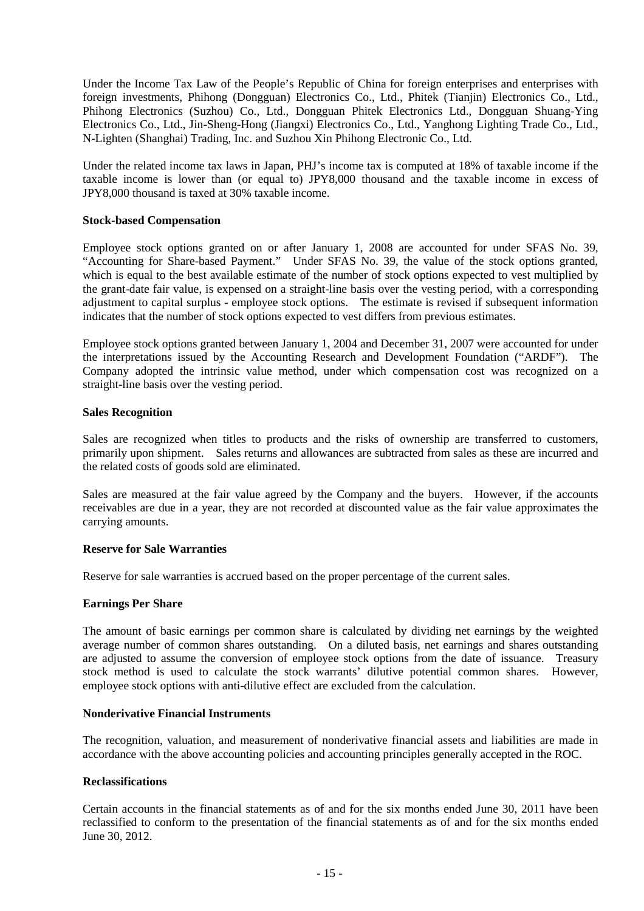Under the Income Tax Law of the People's Republic of China for foreign enterprises and enterprises with foreign investments, Phihong (Dongguan) Electronics Co., Ltd., Phitek (Tianjin) Electronics Co., Ltd., Phihong Electronics (Suzhou) Co., Ltd., Dongguan Phitek Electronics Ltd., Dongguan Shuang-Ying Electronics Co., Ltd., Jin-Sheng-Hong (Jiangxi) Electronics Co., Ltd., Yanghong Lighting Trade Co., Ltd., N-Lighten (Shanghai) Trading, Inc. and Suzhou Xin Phihong Electronic Co., Ltd.

Under the related income tax laws in Japan, PHJ's income tax is computed at 18% of taxable income if the taxable income is lower than (or equal to) JPY8,000 thousand and the taxable income in excess of JPY8,000 thousand is taxed at 30% taxable income.

**Stock-based Compensation**

Employee stock options granted on or after January 1, 2008 are accounted for under SFAS No. 39, "Accounting for Share-based Payment." Under SFAS No. 39, the value of the stock options granted, which is equal to the best available estimate of the number of stock options expected to vest multiplied by the grant-date fair value, is expensed on a straight-line basis over the vesting period, with a corresponding adjustment to capital surplus - employee stock options. The estimate is revised if subsequent information indicates that the number of stock options expected to vest differs from previous estimates.

Employee stock options granted between January 1, 2004 and December 31, 2007 were accounted for under the interpretations issued by the Accounting Research and Development Foundation ("ARDF"). The Company adopted the intrinsic value method, under which compensation cost was recognized on a straight-line basis over the vesting period.

**Sales Recognition**

Sales are recognized when titles to products and the risks of ownership are transferred to customers, primarily upon shipment. Sales returns and allowances are subtracted from sales as these are incurred and the related costs of goods sold are eliminated.

Sales are measured at the fair value agreed by the Company and the buyers. However, if the accounts receivables are due in a year, they are not recorded at discounted value as the fair value approximates the carrying amounts.

**Reserve for Sale Warranties**

Reserve for sale warranties is accrued based on the proper percentage of the current sales.

**Earnings Per Share**

The amount of basic earnings per common share is calculated by dividing net earnings by the weighted average number of common shares outstanding. On a diluted basis, net earnings and shares outstanding are adjusted to assume the conversion of employee stock options from the date of issuance. Treasury stock method is used to calculate the stock warrants' dilutive potential common shares. However, employee stock options with anti-dilutive effect are excluded from the calculation.

**Nonderivative Financial Instruments**

The recognition, valuation, and measurement of nonderivative financial assets and liabilities are made in accordance with the above accounting policies and accounting principles generally accepted in the ROC.

**Reclassifications**

Certain accounts in the financial statements as of and for the six months ended June 30, 2011 have been reclassified to conform to the presentation of the financial statements as of and for the six months ended June 30, 2012.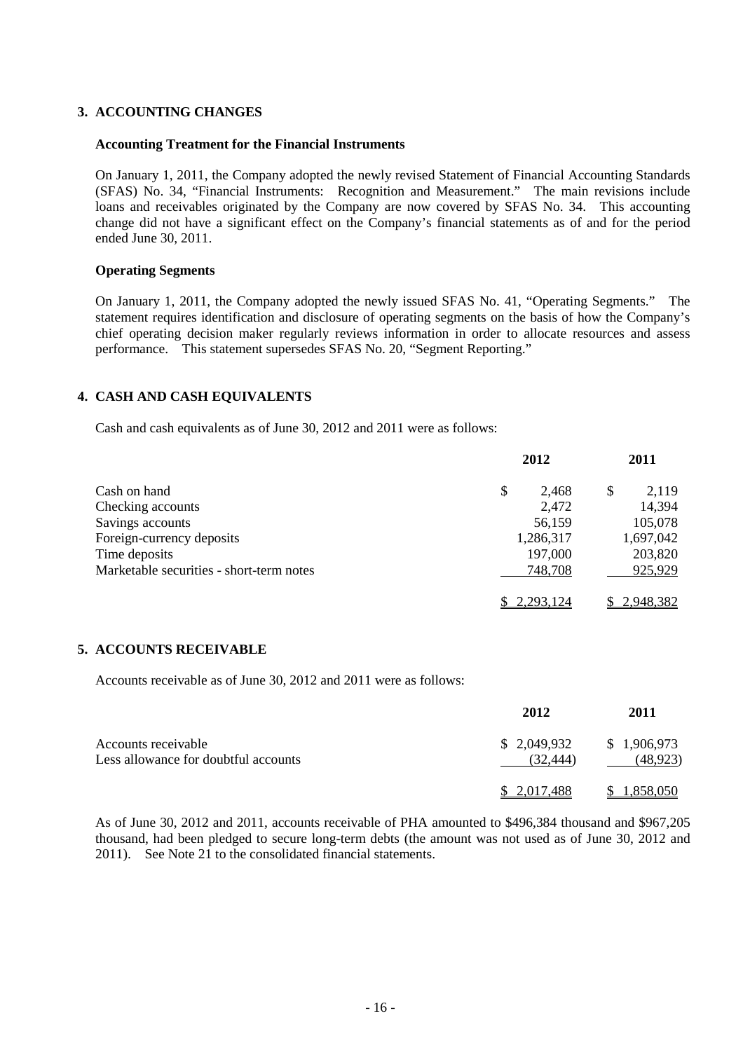## 3. ACCOUNTING CHANGES

### Accounting Treatment for the Financial Instruments

On January 1, 2011, the Company adopted the newly revised Statement of Financial Accounting Standards (SFAS) No. 34, "Financial Instruments: Recognition and Measurement." The main revisions include loans and receivables originated by the Company are now covered by SFAS No. 34. This accounting change did not have a significant effect on the Company's financial statements as of and for the period ended June 30, 2011.

### Operating Segments

On January 1, 2011, the Company adopted the newly issued SFAS No. 41, "Operating Segments." The statement requires identification and disclosure of operating segments on the basis of how the Company's chief operating decision maker regularly reviews information in order to allocate resources and assess performance. This statement supersedes SFAS No. 20, "Segment Reporting."

## 4. CASH AND CASH EQUIVALENTS

Cash and cash equivalents as of June 30, 2012 and 2011 were as follows:

| | 2012 | 2011 |
|---|---|---|
| Cash on hand | $ 2,468 | $ 2,119 |
| Checking accounts | 2,472 | 14,394 |
| Savings accounts | 56,159 | 105,078 |
| Foreign-currency deposits | 1,286,317 | 1,697,042 |
| Time deposits | 197,000 | 203,820 |
| Marketable securities - short-term notes | 748,708 | 925,929 |
| | $ 2,293,124 | $ 2,948,382 |

## 5. ACCOUNTS RECEIVABLE

Accounts receivable as of June 30, 2012 and 2011 were as follows:

| | 2012 | 2011 |
|---|---|---|
| Accounts receivable | $ 2,049,932 | $ 1,906,973 |
| Less allowance for doubtful accounts | (32,444) | (48,923) |
| | $ 2,017,488 | $ 1,858,050 |

As of June 30, 2012 and 2011, accounts receivable of PHA amounted to $496,384 thousand and $967,205 thousand, had been pledged to secure long-term debts (the amount was not used as of June 30, 2012 and 2011). See Note 21 to the consolidated financial statements.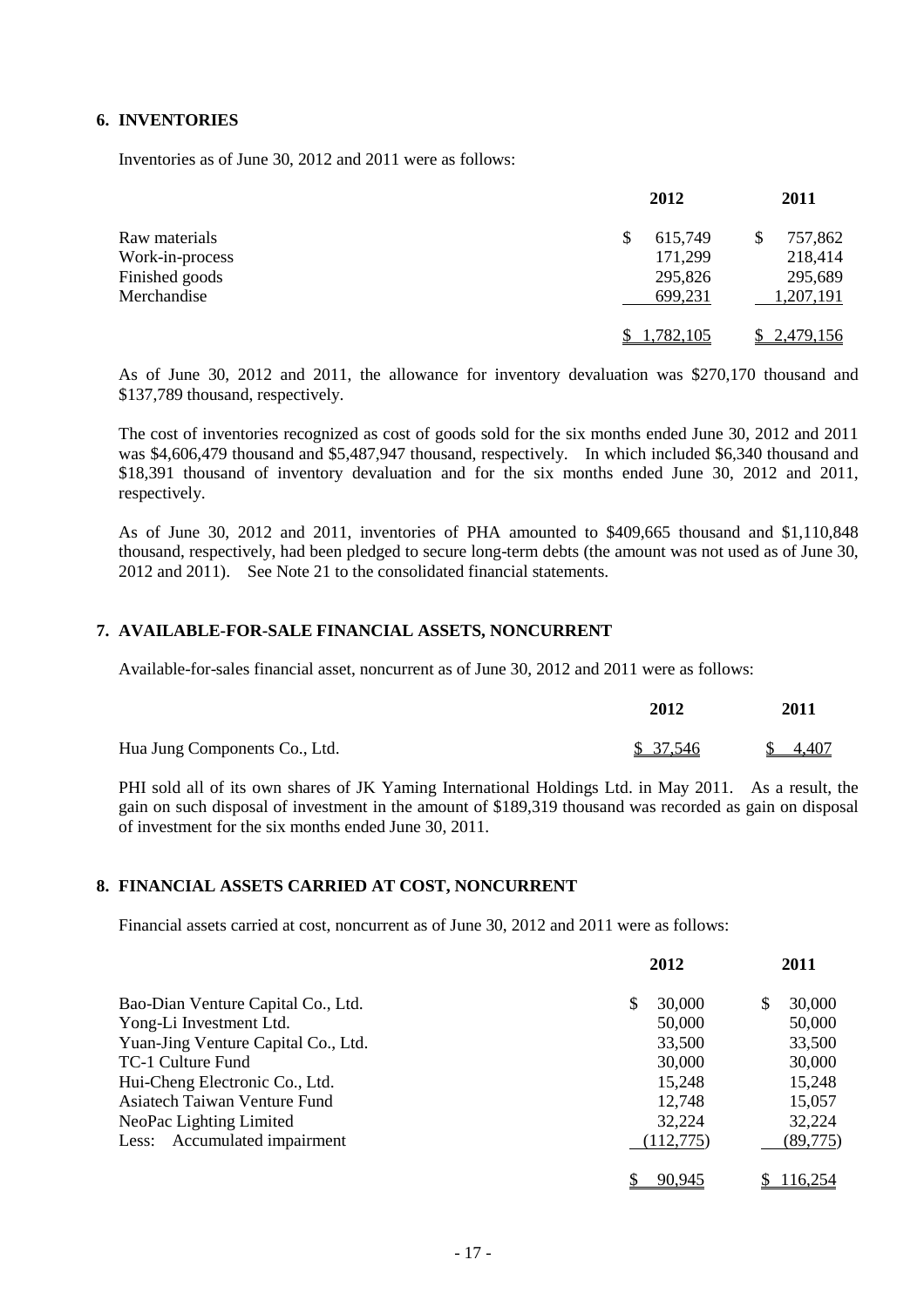## 6. INVENTORIES

Inventories as of June 30, 2012 and 2011 were as follows:

| | 2012 | 2011 |
|---|---|---|
| Raw materials | $ 615,749 | $ 757,862 |
| Work-in-process | 171,299 | 218,414 |
| Finished goods | 295,826 | 295,689 |
| Merchandise | 699,231 | 1,207,191 |
| | $ 1,782,105 | $ 2,479,156 |

As of June 30, 2012 and 2011, the allowance for inventory devaluation was $270,170 thousand and $137,789 thousand, respectively.

The cost of inventories recognized as cost of goods sold for the six months ended June 30, 2012 and 2011 was $4,606,479 thousand and $5,487,947 thousand, respectively. In which included $6,340 thousand and $18,391 thousand of inventory devaluation and for the six months ended June 30, 2012 and 2011, respectively.

As of June 30, 2012 and 2011, inventories of PHA amounted to $409,665 thousand and $1,110,848 thousand, respectively, had been pledged to secure long-term debts (the amount was not used as of June 30, 2012 and 2011). See Note 21 to the consolidated financial statements.

## 7. AVAILABLE-FOR-SALE FINANCIAL ASSETS, NONCURRENT

Available-for-sales financial asset, noncurrent as of June 30, 2012 and 2011 were as follows:

| | 2012 | 2011 |
|---|---|---|
| Hua Jung Components Co., Ltd. | $ 37,546 | $ 4,407 |

PHI sold all of its own shares of JK Yaming International Holdings Ltd. in May 2011. As a result, the gain on such disposal of investment in the amount of $189,319 thousand was recorded as gain on disposal of investment for the six months ended June 30, 2011.

## 8. FINANCIAL ASSETS CARRIED AT COST, NONCURRENT

Financial assets carried at cost, noncurrent as of June 30, 2012 and 2011 were as follows:

| | 2012 | 2011 |
|---|---|---|
| Bao-Dian Venture Capital Co., Ltd. | $ 30,000 | $ 30,000 |
| Yong-Li Investment Ltd. | 50,000 | 50,000 |
| Yuan-Jing Venture Capital Co., Ltd. | 33,500 | 33,500 |
| TC-1 Culture Fund | 30,000 | 30,000 |
| Hui-Cheng Electronic Co., Ltd. | 15,248 | 15,248 |
| Asiatech Taiwan Venture Fund | 12,748 | 15,057 |
| NeoPac Lighting Limited | 32,224 | 32,224 |
| Less: Accumulated impairment | (112,775) | (89,775) |
| | $ 90,945 | $ 116,254 |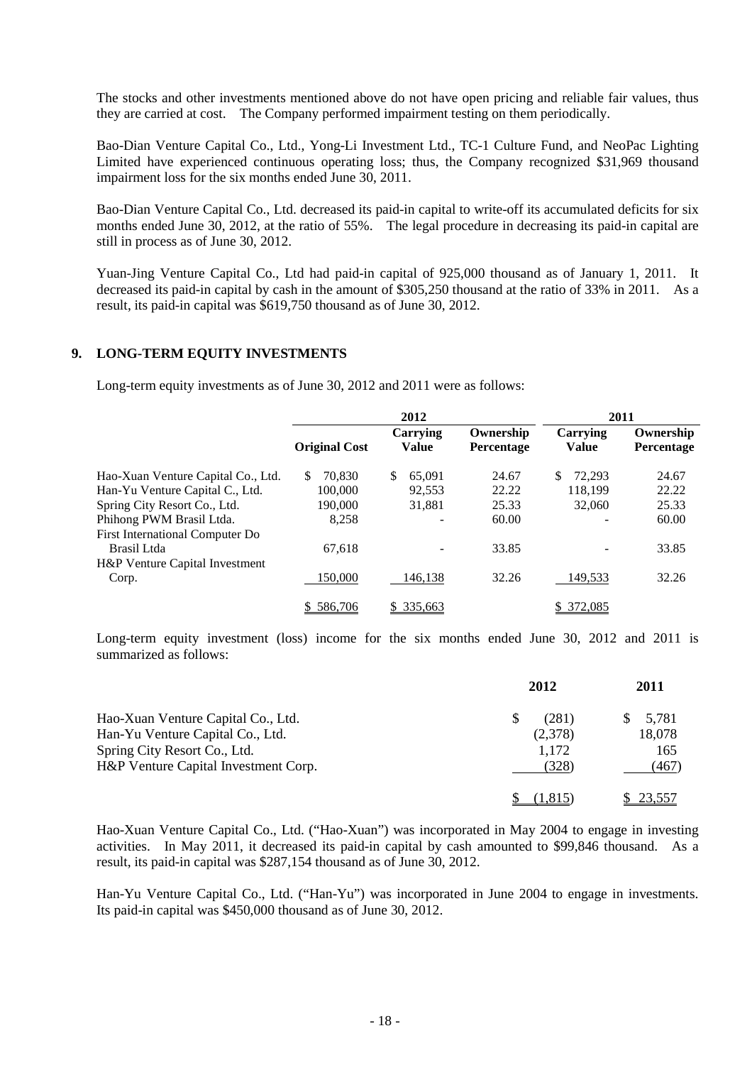The stocks and other investments mentioned above do not have open pricing and reliable fair values, thus they are carried at cost. The Company performed impairment testing on them periodically.

Bao-Dian Venture Capital Co., Ltd., Yong-Li Investment Ltd., TC-1 Culture Fund, and NeoPac Lighting Limited have experienced continuous operating loss; thus, the Company recognized $31,969 thousand impairment loss for the six months ended June 30, 2011.

Bao-Dian Venture Capital Co., Ltd. decreased its paid-in capital to write-off its accumulated deficits for six months ended June 30, 2012, at the ratio of 55%. The legal procedure in decreasing its paid-in capital are still in process as of June 30, 2012.

Yuan-Jing Venture Capital Co., Ltd had paid-in capital of 925,000 thousand as of January 1, 2011. It decreased its paid-in capital by cash in the amount of $305,250 thousand at the ratio of 33% in 2011. As a result, its paid-in capital was $619,750 thousand as of June 30, 2012.

## 9. LONG-TERM EQUITY INVESTMENTS

Long-term equity investments as of June 30, 2012 and 2011 were as follows:

| | 2012 | | | 2011 | |
|---|---|---|---|---|---|
| | **Original Cost** | **Carrying Value** | **Ownership Percentage** | **Carrying Value** | **Ownership Percentage** |
| Hao-Xuan Venture Capital Co., Ltd. | $ 70,830 | $ 65,091 | 24.67 | $ 72,293 | 24.67 |
| Han-Yu Venture Capital C., Ltd. | 100,000 | 92,553 | 22.22 | 118,199 | 22.22 |
| Spring City Resort Co., Ltd. | 190,000 | 31,881 | 25.33 | 32,060 | 25.33 |
| Phihong PWM Brasil Ltda. | 8,258 | - | 60.00 | - | 60.00 |
| First International Computer Do Brasil Ltda | 67,618 | - | 33.85 | - | 33.85 |
| H&P Venture Capital Investment Corp. | 150,000 | 146,138 | 32.26 | 149,533 | 32.26 |
| | $ 586,706 | $ 335,663 | | $ 372,085 | |

Long-term equity investment (loss) income for the six months ended June 30, 2012 and 2011 is summarized as follows:

| | 2012 | 2011 |
|---|---|---|
| Hao-Xuan Venture Capital Co., Ltd. | $ (281) | $ 5,781 |
| Han-Yu Venture Capital Co., Ltd. | (2,378) | 18,078 |
| Spring City Resort Co., Ltd. | 1,172 | 165 |
| H&P Venture Capital Investment Corp. | (328) | (467) |
| | $ (1,815) | $ 23,557 |

Hao-Xuan Venture Capital Co., Ltd. ("Hao-Xuan") was incorporated in May 2004 to engage in investing activities. In May 2011, it decreased its paid-in capital by cash amounted to $99,846 thousand. As a result, its paid-in capital was $287,154 thousand as of June 30, 2012.

Han-Yu Venture Capital Co., Ltd. ("Han-Yu") was incorporated in June 2004 to engage in investments. Its paid-in capital was $450,000 thousand as of June 30, 2012.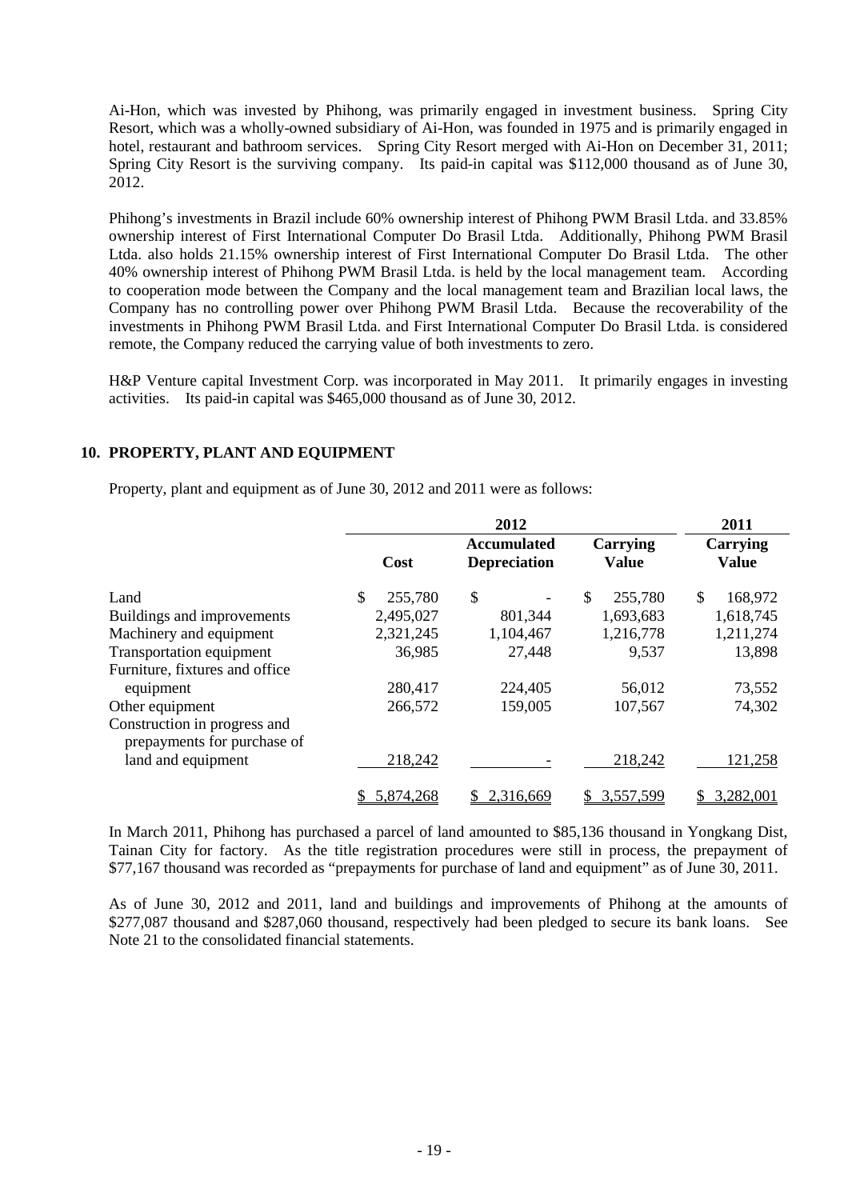Ai-Hon, which was invested by Phihong, was primarily engaged in investment business. Spring City Resort, which was a wholly-owned subsidiary of Ai-Hon, was founded in 1975 and is primarily engaged in hotel, restaurant and bathroom services. Spring City Resort merged with Ai-Hon on December 31, 2011; Spring City Resort is the surviving company. Its paid-in capital was $112,000 thousand as of June 30, 2012.

Phihong's investments in Brazil include 60% ownership interest of Phihong PWM Brasil Ltda. and 33.85% ownership interest of First International Computer Do Brasil Ltda. Additionally, Phihong PWM Brasil Ltda. also holds 21.15% ownership interest of First International Computer Do Brasil Ltda. The other 40% ownership interest of Phihong PWM Brasil Ltda. is held by the local management team. According to cooperation mode between the Company and the local management team and Brazilian local laws, the Company has no controlling power over Phihong PWM Brasil Ltda. Because the recoverability of the investments in Phihong PWM Brasil Ltda. and First International Computer Do Brasil Ltda. is considered remote, the Company reduced the carrying value of both investments to zero.

H&P Venture capital Investment Corp. was incorporated in May 2011. It primarily engages in investing activities. Its paid-in capital was $465,000 thousand as of June 30, 2012.

## 10. PROPERTY, PLANT AND EQUIPMENT

Property, plant and equipment as of June 30, 2012 and 2011 were as follows:

| | 2012 | | | 2011 |
|---|---|---|---|---|
| | **Cost** | **Accumulated Depreciation** | **Carrying Value** | **Carrying Value** |
| Land | $ 255,780 | $ - | $ 255,780 | $ 168,972 |
| Buildings and improvements | 2,495,027 | 801,344 | 1,693,683 | 1,618,745 |
| Machinery and equipment | 2,321,245 | 1,104,467 | 1,216,778 | 1,211,274 |
| Transportation equipment | 36,985 | 27,448 | 9,537 | 13,898 |
| Furniture, fixtures and office equipment | 280,417 | 224,405 | 56,012 | 73,552 |
| Other equipment | 266,572 | 159,005 | 107,567 | 74,302 |
| Construction in progress and prepayments for purchase of land and equipment | 218,242 | - | 218,242 | 121,258 |
| | $ 5,874,268 | $ 2,316,669 | $ 3,557,599 | $ 3,282,001 |

In March 2011, Phihong has purchased a parcel of land amounted to $85,136 thousand in Yongkang Dist, Tainan City for factory. As the title registration procedures were still in process, the prepayment of $77,167 thousand was recorded as "prepayments for purchase of land and equipment" as of June 30, 2011.

As of June 30, 2012 and 2011, land and buildings and improvements of Phihong at the amounts of $277,087 thousand and $287,060 thousand, respectively had been pledged to secure its bank loans. See Note 21 to the consolidated financial statements.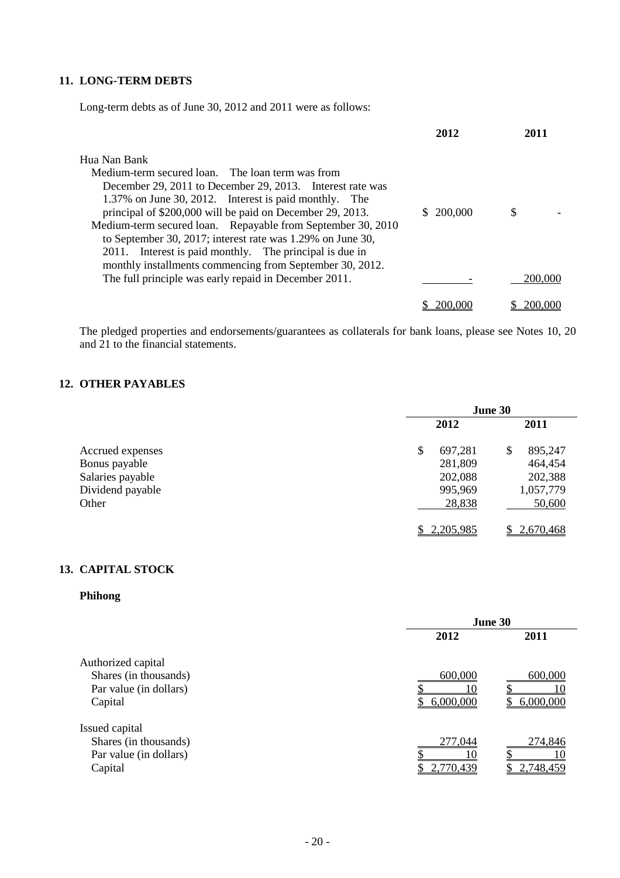## 11. LONG-TERM DEBTS

Long-term debts as of June 30, 2012 and 2011 were as follows:

| | 2012 | 2011 |
|---|---|---|
| Hua Nan Bank | | |
| Medium-term secured loan. The loan term was from December 29, 2011 to December 29, 2013. Interest rate was 1.37% on June 30, 2012. Interest is paid monthly. The principal of $200,000 will be paid on December 29, 2013. | $ 200,000 | $ - |
| Medium-term secured loan. Repayable from September 30, 2010 to September 30, 2017; interest rate was 1.29% on June 30, 2011. Interest is paid monthly. The principal is due in monthly installments commencing from September 30, 2012. The full principle was early repaid in December 2011. | - | 200,000 |
| | $ 200,000 | $ 200,000 |

The pledged properties and endorsements/guarantees as collaterals for bank loans, please see Notes 10, 20 and 21 to the financial statements.

## 12. OTHER PAYABLES

| | June 30 | |
|---|---|---|
| | 2012 | 2011 |
| Accrued expenses | $ 697,281 | $ 895,247 |
| Bonus payable | 281,809 | 464,454 |
| Salaries payable | 202,088 | 202,388 |
| Dividend payable | 995,969 | 1,057,779 |
| Other | 28,838 | 50,600 |
| | $ 2,205,985 | $ 2,670,468 |

## 13. CAPITAL STOCK

### Phihong

| | June 30 | |
|---|---|---|
| | 2012 | 2011 |
| Authorized capital | | |
| Shares (in thousands) | 600,000 | 600,000 |
| Par value (in dollars) | $ 10 | $ 10 |
| Capital | $ 6,000,000 | $ 6,000,000 |
| Issued capital | | |
| Shares (in thousands) | 277,044 | 274,846 |
| Par value (in dollars) | $ 10 | $ 10 |
| Capital | $ 2,770,439 | $ 2,748,459 |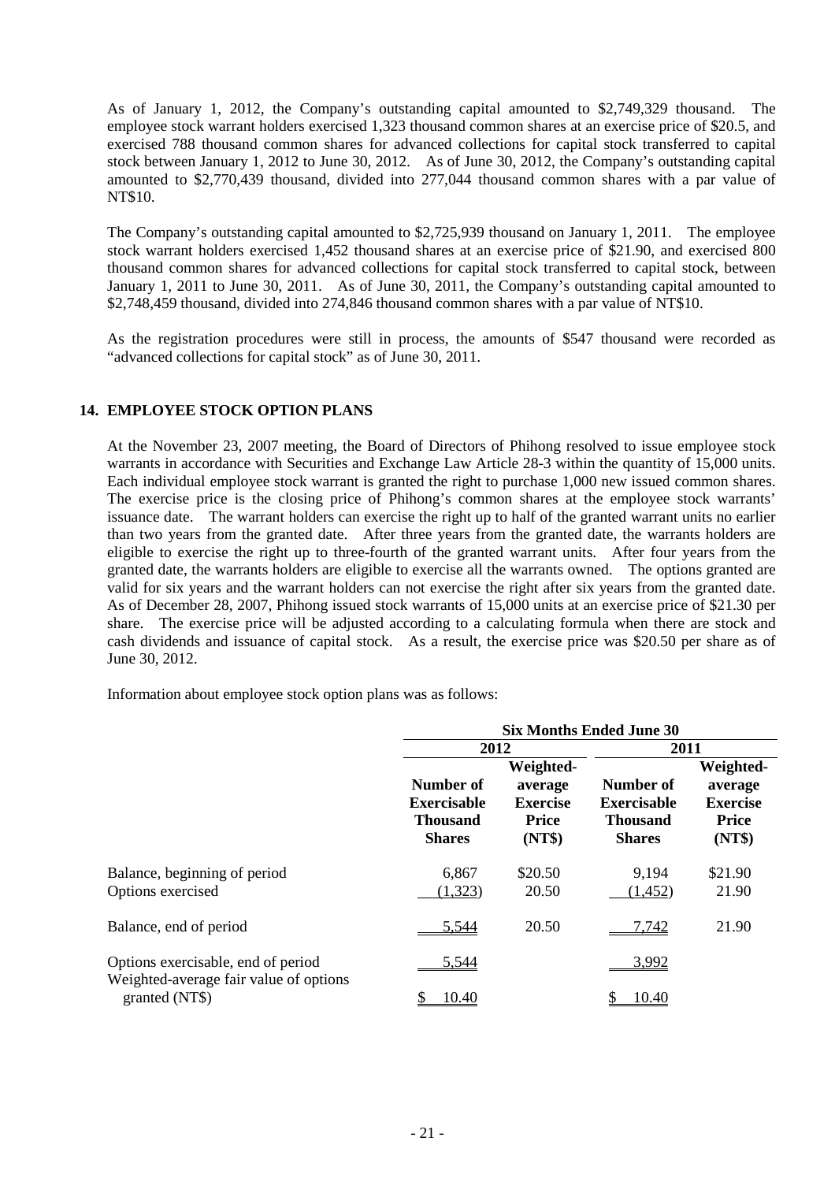As of January 1, 2012, the Company's outstanding capital amounted to $2,749,329 thousand. The employee stock warrant holders exercised 1,323 thousand common shares at an exercise price of $20.5, and exercised 788 thousand common shares for advanced collections for capital stock transferred to capital stock between January 1, 2012 to June 30, 2012. As of June 30, 2012, the Company's outstanding capital amounted to $2,770,439 thousand, divided into 277,044 thousand common shares with a par value of NT$10.

The Company's outstanding capital amounted to $2,725,939 thousand on January 1, 2011. The employee stock warrant holders exercised 1,452 thousand shares at an exercise price of $21.90, and exercised 800 thousand common shares for advanced collections for capital stock transferred to capital stock, between January 1, 2011 to June 30, 2011. As of June 30, 2011, the Company's outstanding capital amounted to $2,748,459 thousand, divided into 274,846 thousand common shares with a par value of NT$10.

As the registration procedures were still in process, the amounts of $547 thousand were recorded as "advanced collections for capital stock" as of June 30, 2011.

## 14. EMPLOYEE STOCK OPTION PLANS

At the November 23, 2007 meeting, the Board of Directors of Phihong resolved to issue employee stock warrants in accordance with Securities and Exchange Law Article 28-3 within the quantity of 15,000 units. Each individual employee stock warrant is granted the right to purchase 1,000 new issued common shares. The exercise price is the closing price of Phihong's common shares at the employee stock warrants' issuance date. The warrant holders can exercise the right up to half of the granted warrant units no earlier than two years from the granted date. After three years from the granted date, the warrants holders are eligible to exercise the right up to three-fourth of the granted warrant units. After four years from the granted date, the warrants holders are eligible to exercise all the warrants owned. The options granted are valid for six years and the warrant holders can not exercise the right after six years from the granted date. As of December 28, 2007, Phihong issued stock warrants of 15,000 units at an exercise price of $21.30 per share. The exercise price will be adjusted according to a calculating formula when there are stock and cash dividends and issuance of capital stock. As a result, the exercise price was $20.50 per share as of June 30, 2012.

Information about employee stock option plans was as follows:

| | Six Months Ended June 30 | | | |
|---|---|---|---|---|
| | 2012 | | 2011 | |
| | Number of Exercisable Thousand Shares | Weighted-average Exercise Price (NT$) | Number of Exercisable Thousand Shares | Weighted-average Exercise Price (NT$) |
| Balance, beginning of period | 6,867 | $20.50 | 9,194 | $21.90 |
| Options exercised | (1,323) | 20.50 | (1,452) | 21.90 |
| Balance, end of period | 5,544 | 20.50 | 7,742 | 21.90 |
| Options exercisable, end of period | 5,544 | | 3,992 | |
| Weighted-average fair value of options granted (NT$) | $ 10.40 | | $ 10.40 | |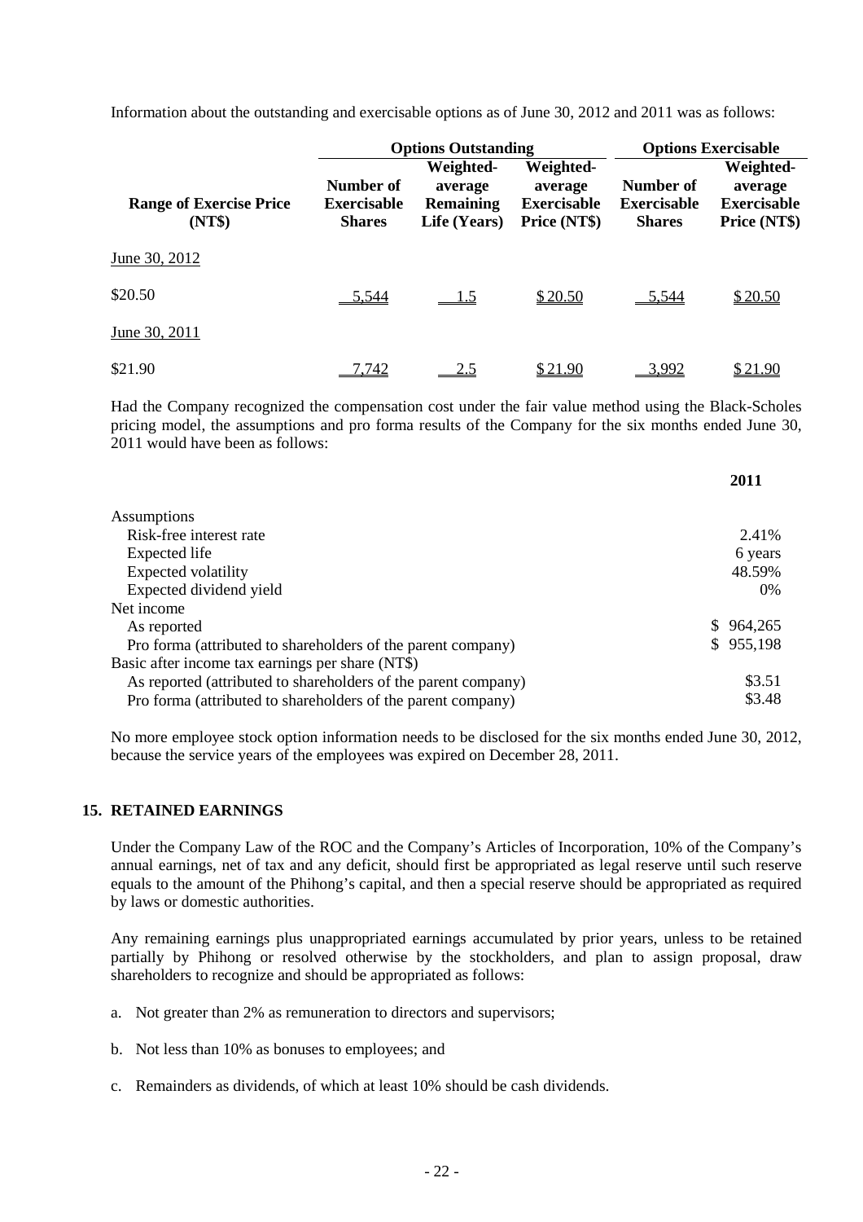Information about the outstanding and exercisable options as of June 30, 2012 and 2011 was as follows:

| | Options Outstanding | | | Options Exercisable | |
|---|---|---|---|---|---|
| **Range of Exercise Price (NT$)** | **Number of Exercisable Shares** | **Weighted-average Remaining Life (Years)** | **Weighted-average Exercisable Price (NT$)** | **Number of Exercisable Shares** | **Weighted-average Exercisable Price (NT$)** |
| June 30, 2012 | | | | | |
| $20.50 | 5,544 | 1.5 | $ 20.50 | 5,544 | $ 20.50 |
| June 30, 2011 | | | | | |
| $21.90 | 7,742 | 2.5 | $ 21.90 | 3,992 | $ 21.90 |

Had the Company recognized the compensation cost under the fair value method using the Black-Scholes pricing model, the assumptions and pro forma results of the Company for the six months ended June 30, 2011 would have been as follows:

| | 2011 |
|---|---|
| Assumptions | |
| Risk-free interest rate | 2.41% |
| Expected life | 6 years |
| Expected volatility | 48.59% |
| Expected dividend yield | 0% |
| Net income | |
| As reported | $ 964,265 |
| Pro forma (attributed to shareholders of the parent company) | $ 955,198 |
| Basic after income tax earnings per share (NT$) | |
| As reported (attributed to shareholders of the parent company) | $3.51 |
| Pro forma (attributed to shareholders of the parent company) | $3.48 |

No more employee stock option information needs to be disclosed for the six months ended June 30, 2012, because the service years of the employees was expired on December 28, 2011.

## 15. RETAINED EARNINGS

Under the Company Law of the ROC and the Company's Articles of Incorporation, 10% of the Company's annual earnings, net of tax and any deficit, should first be appropriated as legal reserve until such reserve equals to the amount of the Phihong's capital, and then a special reserve should be appropriated as required by laws or domestic authorities.

Any remaining earnings plus unappropriated earnings accumulated by prior years, unless to be retained partially by Phihong or resolved otherwise by the stockholders, and plan to assign proposal, draw shareholders to recognize and should be appropriated as follows:

a. Not greater than 2% as remuneration to directors and supervisors;

b. Not less than 10% as bonuses to employees; and

c. Remainders as dividends, of which at least 10% should be cash dividends.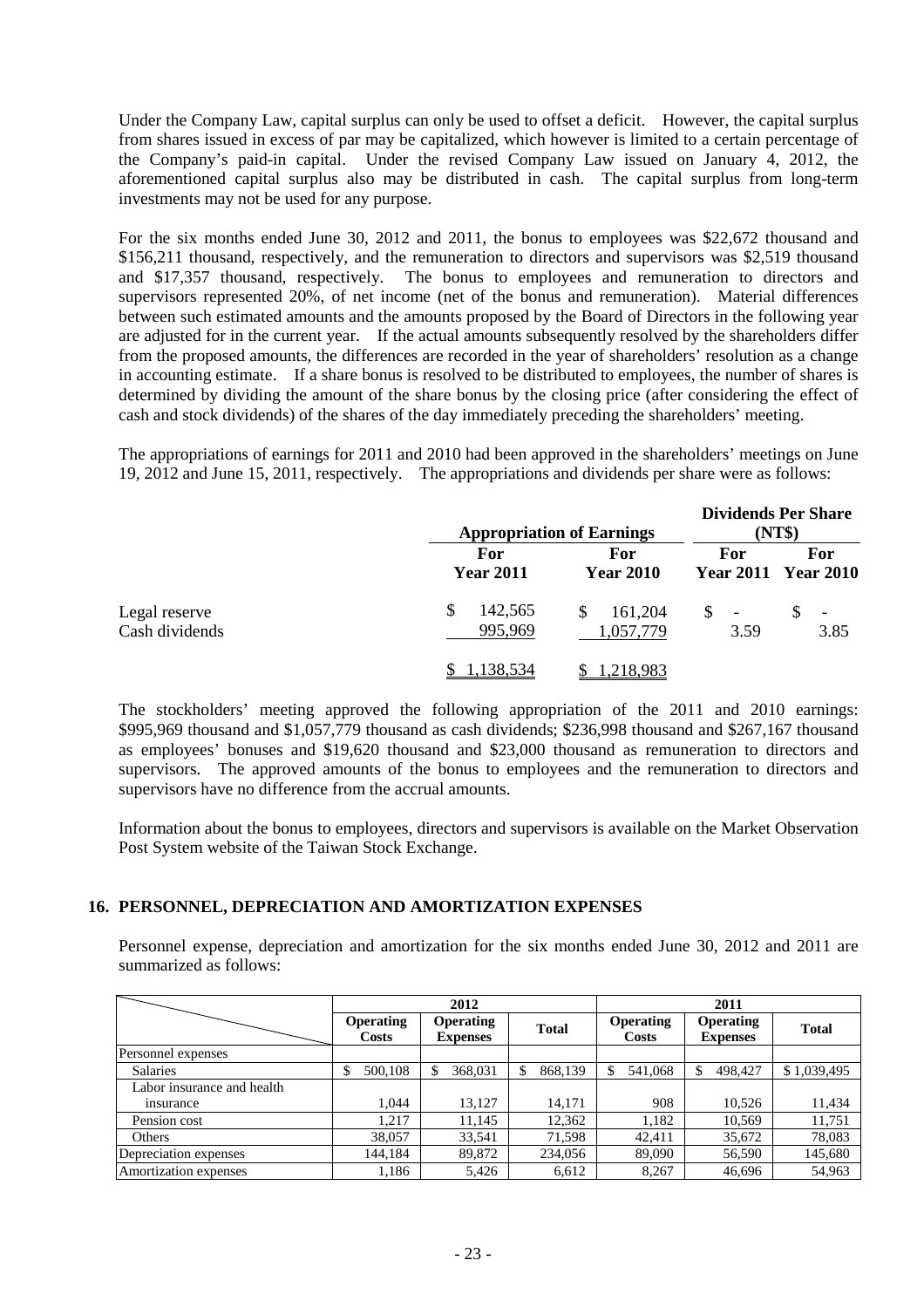Under the Company Law, capital surplus can only be used to offset a deficit. However, the capital surplus from shares issued in excess of par may be capitalized, which however is limited to a certain percentage of the Company's paid-in capital. Under the revised Company Law issued on January 4, 2012, the aforementioned capital surplus also may be distributed in cash. The capital surplus from long-term investments may not be used for any purpose.

For the six months ended June 30, 2012 and 2011, the bonus to employees was $22,672 thousand and $156,211 thousand, respectively, and the remuneration to directors and supervisors was $2,519 thousand and $17,357 thousand, respectively. The bonus to employees and remuneration to directors and supervisors represented 20%, of net income (net of the bonus and remuneration). Material differences between such estimated amounts and the amounts proposed by the Board of Directors in the following year are adjusted for in the current year. If the actual amounts subsequently resolved by the shareholders differ from the proposed amounts, the differences are recorded in the year of shareholders' resolution as a change in accounting estimate. If a share bonus is resolved to be distributed to employees, the number of shares is determined by dividing the amount of the share bonus by the closing price (after considering the effect of cash and stock dividends) of the shares of the day immediately preceding the shareholders' meeting.

The appropriations of earnings for 2011 and 2010 had been approved in the shareholders' meetings on June 19, 2012 and June 15, 2011, respectively. The appropriations and dividends per share were as follows:

| | Appropriation of Earnings | | Dividends Per Share (NT$) | |
|---|---|---|---|---|
| | For Year 2011 | For Year 2010 | For Year 2011 | For Year 2010 |
| Legal reserve | $ 142,565 | $ 161,204 | $ - | $ - |
| Cash dividends | 995,969 | 1,057,779 | 3.59 | 3.85 |
| | $ 1,138,534 | $ 1,218,983 | | |

The stockholders' meeting approved the following appropriation of the 2011 and 2010 earnings: $995,969 thousand and $1,057,779 thousand as cash dividends; $236,998 thousand and $267,167 thousand as employees' bonuses and $19,620 thousand and $23,000 thousand as remuneration to directors and supervisors. The approved amounts of the bonus to employees and the remuneration to directors and supervisors have no difference from the accrual amounts.

Information about the bonus to employees, directors and supervisors is available on the Market Observation Post System website of the Taiwan Stock Exchange.

## 16. PERSONNEL, DEPRECIATION AND AMORTIZATION EXPENSES

Personnel expense, depreciation and amortization for the six months ended June 30, 2012 and 2011 are summarized as follows:

| | 2012 | | | 2011 | | |
|---|---|---|---|---|---|---|
| | Operating Costs | Operating Expenses | Total | Operating Costs | Operating Expenses | Total |
| Personnel expenses | | | | | | |
| Salaries | $ 500,108 | $ 368,031 | $ 868,139 | $ 541,068 | $ 498,427 | $ 1,039,495 |
| Labor insurance and health insurance | 1,044 | 13,127 | 14,171 | 908 | 10,526 | 11,434 |
| Pension cost | 1,217 | 11,145 | 12,362 | 1,182 | 10,569 | 11,751 |
| Others | 38,057 | 33,541 | 71,598 | 42,411 | 35,672 | 78,083 |
| Depreciation expenses | 144,184 | 89,872 | 234,056 | 89,090 | 56,590 | 145,680 |
| Amortization expenses | 1,186 | 5,426 | 6,612 | 8,267 | 46,696 | 54,963 |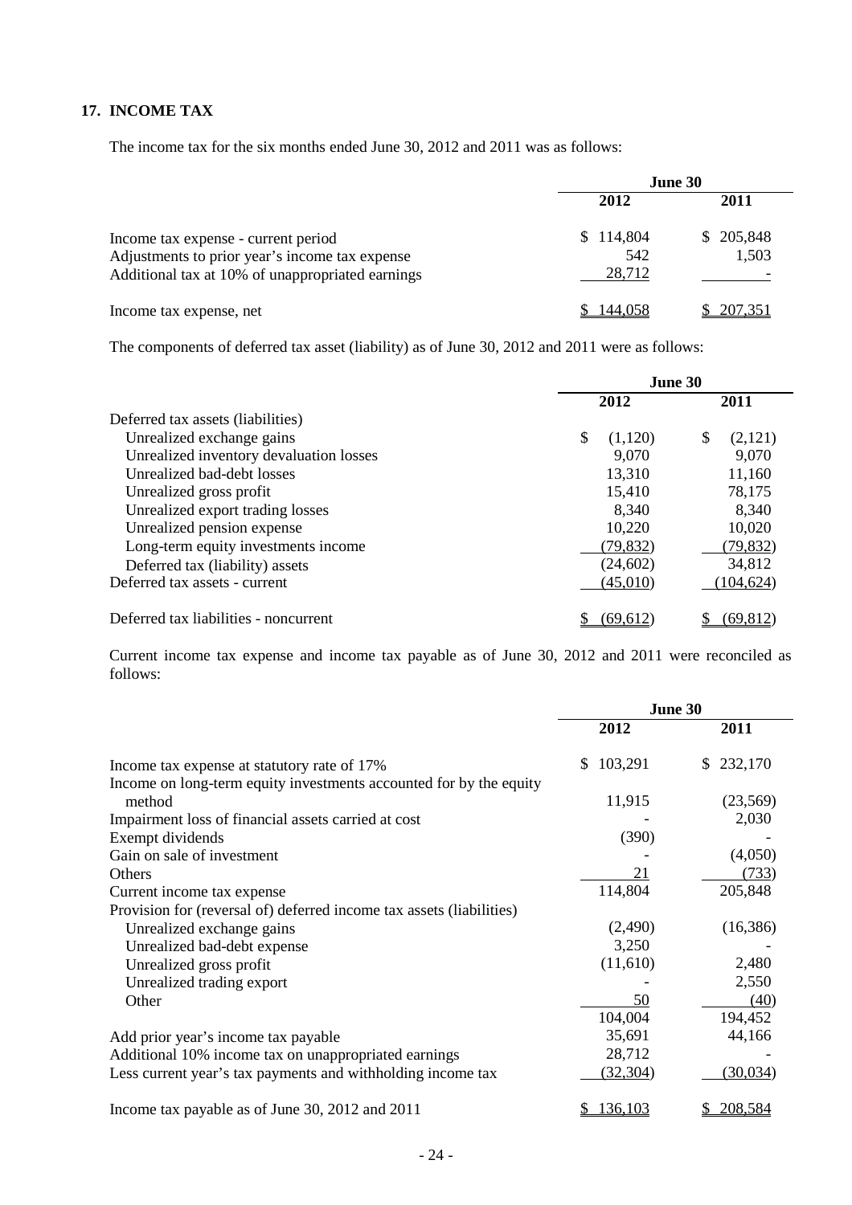## 17. INCOME TAX

The income tax for the six months ended June 30, 2012 and 2011 was as follows:

| | June 30 | |
|---|---|---|
| | 2012 | 2011 |
| Income tax expense - current period | $ 114,804 | $ 205,848 |
| Adjustments to prior year's income tax expense | 542 | 1,503 |
| Additional tax at 10% of unappropriated earnings | 28,712 | - |
| Income tax expense, net | $ 144,058 | $ 207,351 |

The components of deferred tax asset (liability) as of June 30, 2012 and 2011 were as follows:

| | June 30 | |
|---|---|---|
| | 2012 | 2011 |
| Deferred tax assets (liabilities) | | |
| Unrealized exchange gains | $ (1,120) | $ (2,121) |
| Unrealized inventory devaluation losses | 9,070 | 9,070 |
| Unrealized bad-debt losses | 13,310 | 11,160 |
| Unrealized gross profit | 15,410 | 78,175 |
| Unrealized export trading losses | 8,340 | 8,340 |
| Unrealized pension expense | 10,220 | 10,020 |
| Long-term equity investments income | (79,832) | (79,832) |
| Deferred tax (liability) assets | (24,602) | 34,812 |
| Deferred tax assets - current | (45,010) | (104,624) |
| Deferred tax liabilities - noncurrent | $ (69,612) | $ (69,812) |

Current income tax expense and income tax payable as of June 30, 2012 and 2011 were reconciled as follows:

| | June 30 | |
|---|---|---|
| | 2012 | 2011 |
| Income tax expense at statutory rate of 17% | $ 103,291 | $ 232,170 |
| Income on long-term equity investments accounted for by the equity method | 11,915 | (23,569) |
| Impairment loss of financial assets carried at cost | - | 2,030 |
| Exempt dividends | (390) | - |
| Gain on sale of investment | - | (4,050) |
| Others | 21 | (733) |
| Current income tax expense | 114,804 | 205,848 |
| Provision for (reversal of) deferred income tax assets (liabilities) | | |
| Unrealized exchange gains | (2,490) | (16,386) |
| Unrealized bad-debt expense | 3,250 | - |
| Unrealized gross profit | (11,610) | 2,480 |
| Unrealized trading export | - | 2,550 |
| Other | 50 | (40) |
| | 104,004 | 194,452 |
| Add prior year's income tax payable | 35,691 | 44,166 |
| Additional 10% income tax on unappropriated earnings | 28,712 | - |
| Less current year's tax payments and withholding income tax | (32,304) | (30,034) |
| Income tax payable as of June 30, 2012 and 2011 | $ 136,103 | $ 208,584 |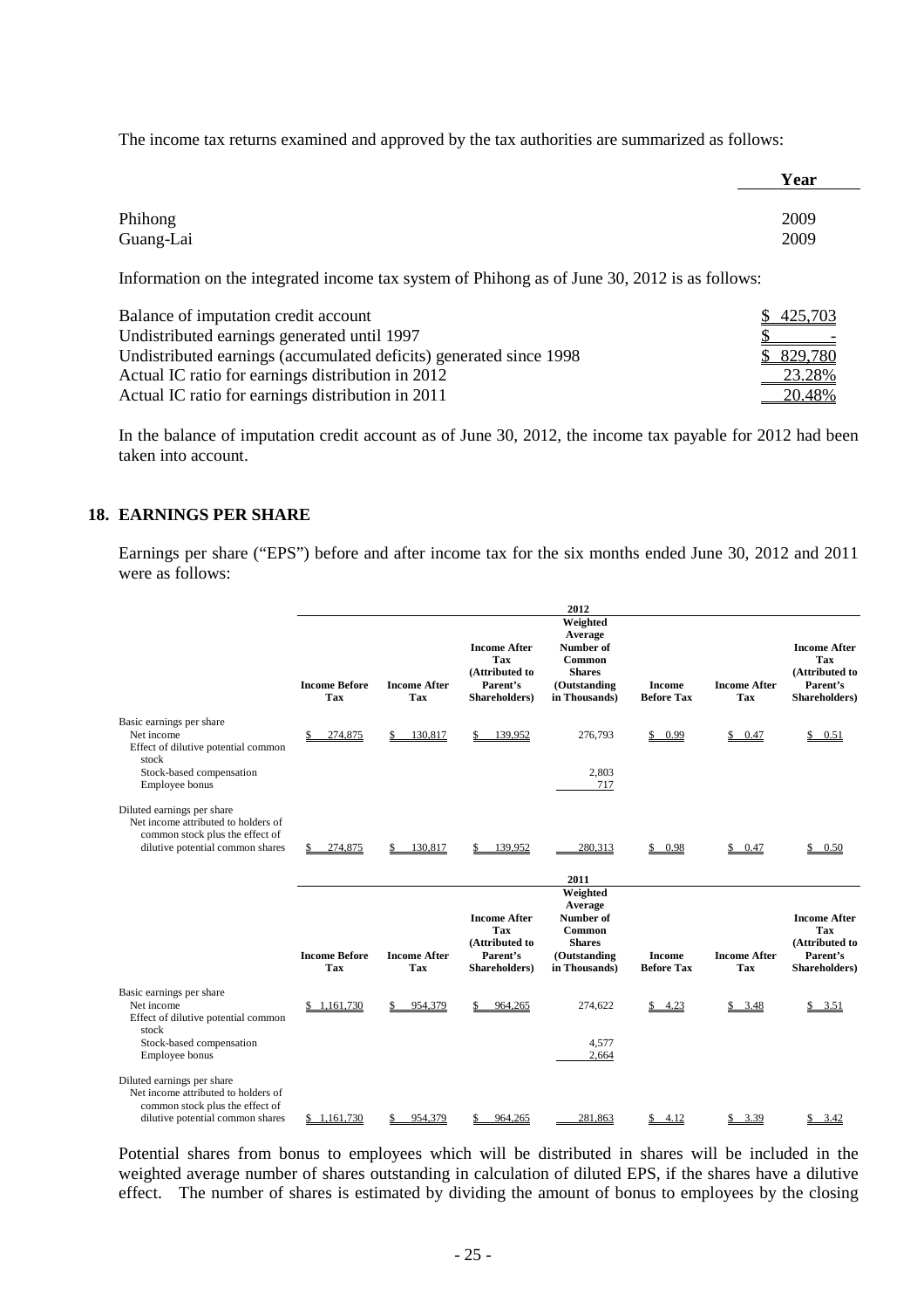The income tax returns examined and approved by the tax authorities are summarized as follows:

| | Year |
|---|---|
| Phihong | 2009 |
| Guang-Lai | 2009 |

Information on the integrated income tax system of Phihong as of June 30, 2012 is as follows:

| | |
|---|---|
| Balance of imputation credit account | $ 425,703 |
| Undistributed earnings generated until 1997 | $ - |
| Undistributed earnings (accumulated deficits) generated since 1998 | $ 829,780 |
| Actual IC ratio for earnings distribution in 2012 | 23.28% |
| Actual IC ratio for earnings distribution in 2011 | 20.48% |

In the balance of imputation credit account as of June 30, 2012, the income tax payable for 2012 had been taken into account.

## 18. EARNINGS PER SHARE

Earnings per share ("EPS") before and after income tax for the six months ended June 30, 2012 and 2011 were as follows:

| | 2012 | | | | | | |
|---|---|---|---|---|---|---|---|
| | Income Before Tax | Income After Tax | Income After Tax (Attributed to Parent's Shareholders) | Weighted Average Number of Common Shares (Outstanding in Thousands) | Income Before Tax | Income After Tax | Income After Tax (Attributed to Parent's Shareholders) |
| Basic earnings per share<br>Net income | $ 274,875 | $ 130,817 | $ 139,952 | 276,793 | $ 0.99 | $ 0.47 | $ 0.51 |
| Effect of dilutive potential common stock | | | | | | | |
| Stock-based compensation | | | | 2,803 | | | |
| Employee bonus | | | | 717 | | | |
| Diluted earnings per share<br>Net income attributed to holders of common stock plus the effect of dilutive potential common shares | $ 274,875 | $ 130,817 | $ 139,952 | 280,313 | $ 0.98 | $ 0.47 | $ 0.50 |

| | 2011 | | | | | | |
|---|---|---|---|---|---|---|---|
| | Income Before Tax | Income After Tax | Income After Tax (Attributed to Parent's Shareholders) | Weighted Average Number of Common Shares (Outstanding in Thousands) | Income Before Tax | Income After Tax | Income After Tax (Attributed to Parent's Shareholders) |
| Basic earnings per share<br>Net income | $ 1,161,730 | $ 954,379 | $ 964,265 | 274,622 | $ 4.23 | $ 3.48 | $ 3.51 |
| Effect of dilutive potential common stock | | | | | | | |
| Stock-based compensation | | | | 4,577 | | | |
| Employee bonus | | | | 2,664 | | | |
| Diluted earnings per share<br>Net income attributed to holders of common stock plus the effect of dilutive potential common shares | $ 1,161,730 | $ 954,379 | $ 964,265 | 281,863 | $ 4.12 | $ 3.39 | $ 3.42 |

Potential shares from bonus to employees which will be distributed in shares will be included in the weighted average number of shares outstanding in calculation of diluted EPS, if the shares have a dilutive effect. The number of shares is estimated by dividing the amount of bonus to employees by the closing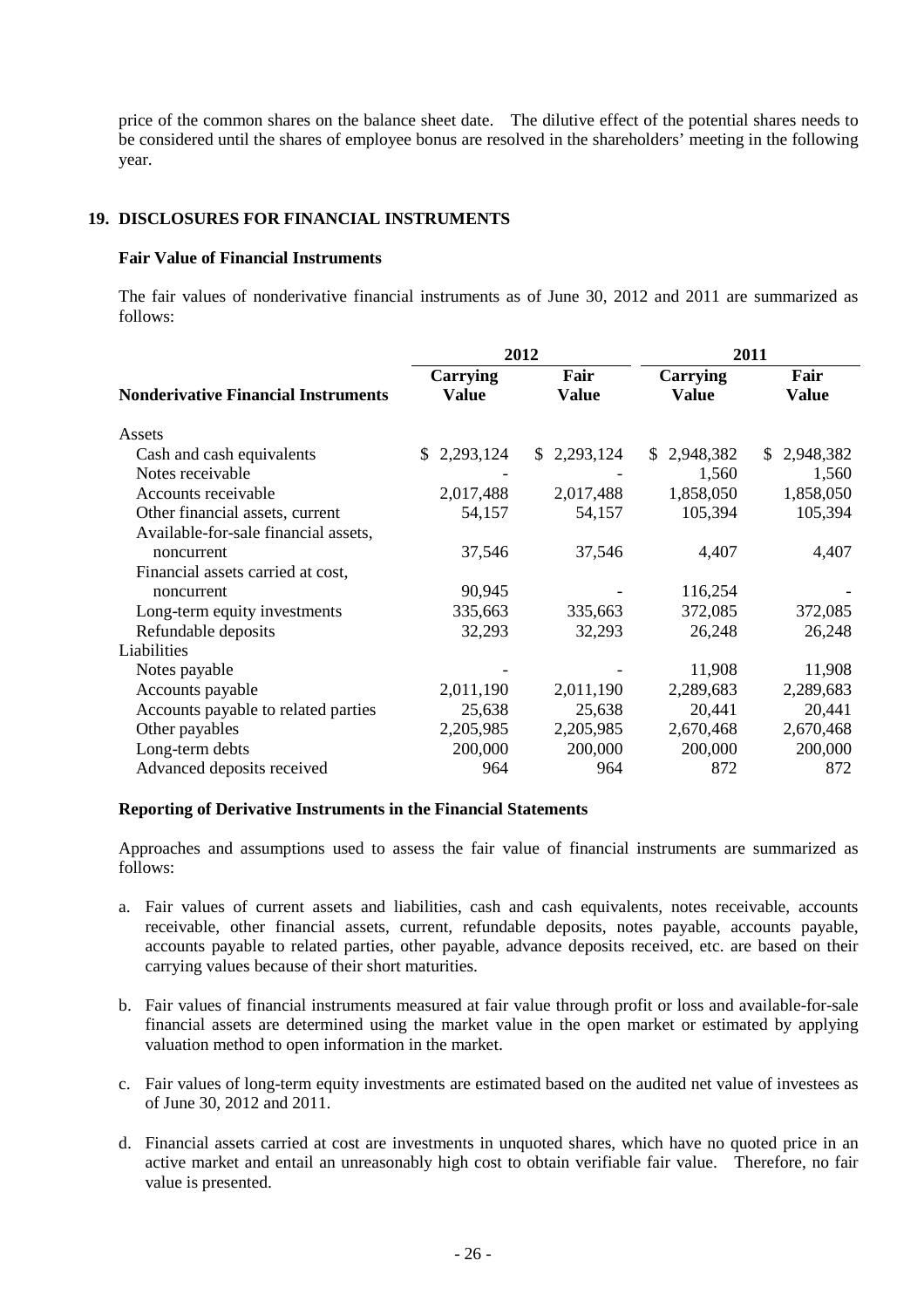price of the common shares on the balance sheet date. The dilutive effect of the potential shares needs to be considered until the shares of employee bonus are resolved in the shareholders' meeting in the following year.

## 19. DISCLOSURES FOR FINANCIAL INSTRUMENTS

### Fair Value of Financial Instruments

The fair values of nonderivative financial instruments as of June 30, 2012 and 2011 are summarized as follows:

| | 2012 | | 2011 | |
|---|---|---|---|---|
| **Nonderivative Financial Instruments** | **Carrying Value** | **Fair Value** | **Carrying Value** | **Fair Value** |
| Assets | | | | |
| Cash and cash equivalents | $ 2,293,124 | $ 2,293,124 | $ 2,948,382 | $ 2,948,382 |
| Notes receivable | - | - | 1,560 | 1,560 |
| Accounts receivable | 2,017,488 | 2,017,488 | 1,858,050 | 1,858,050 |
| Other financial assets, current | 54,157 | 54,157 | 105,394 | 105,394 |
| Available-for-sale financial assets, noncurrent | 37,546 | 37,546 | 4,407 | 4,407 |
| Financial assets carried at cost, noncurrent | 90,945 | - | 116,254 | - |
| Long-term equity investments | 335,663 | 335,663 | 372,085 | 372,085 |
| Refundable deposits | 32,293 | 32,293 | 26,248 | 26,248 |
| Liabilities | | | | |
| Notes payable | - | - | 11,908 | 11,908 |
| Accounts payable | 2,011,190 | 2,011,190 | 2,289,683 | 2,289,683 |
| Accounts payable to related parties | 25,638 | 25,638 | 20,441 | 20,441 |
| Other payables | 2,205,985 | 2,205,985 | 2,670,468 | 2,670,468 |
| Long-term debts | 200,000 | 200,000 | 200,000 | 200,000 |
| Advanced deposits received | 964 | 964 | 872 | 872 |

### Reporting of Derivative Instruments in the Financial Statements

Approaches and assumptions used to assess the fair value of financial instruments are summarized as follows:

a. Fair values of current assets and liabilities, cash and cash equivalents, notes receivable, accounts receivable, other financial assets, current, refundable deposits, notes payable, accounts payable, accounts payable to related parties, other payable, advance deposits received, etc. are based on their carrying values because of their short maturities.

b. Fair values of financial instruments measured at fair value through profit or loss and available-for-sale financial assets are determined using the market value in the open market or estimated by applying valuation method to open information in the market.

c. Fair values of long-term equity investments are estimated based on the audited net value of investees as of June 30, 2012 and 2011.

d. Financial assets carried at cost are investments in unquoted shares, which have no quoted price in an active market and entail an unreasonably high cost to obtain verifiable fair value. Therefore, no fair value is presented.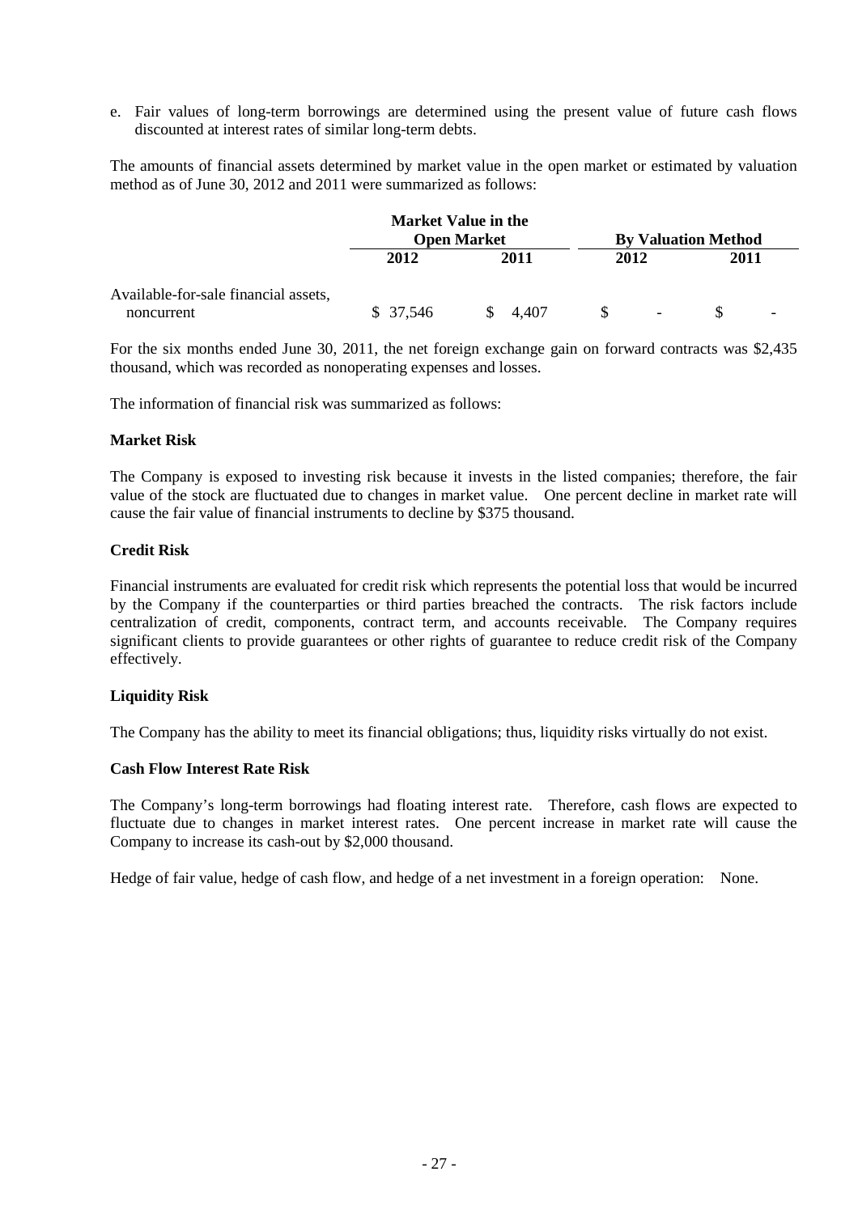e. Fair values of long-term borrowings are determined using the present value of future cash flows discounted at interest rates of similar long-term debts.

The amounts of financial assets determined by market value in the open market or estimated by valuation method as of June 30, 2012 and 2011 were summarized as follows:

| | Market Value in the Open Market | | By Valuation Method | |
|---|---|---|---|---|
| | 2012 | 2011 | 2012 | 2011 |
| Available-for-sale financial assets, noncurrent | $ 37,546 | $ 4,407 | $ - | $ - |

For the six months ended June 30, 2011, the net foreign exchange gain on forward contracts was $2,435 thousand, which was recorded as nonoperating expenses and losses.

The information of financial risk was summarized as follows:

**Market Risk**

The Company is exposed to investing risk because it invests in the listed companies; therefore, the fair value of the stock are fluctuated due to changes in market value. One percent decline in market rate will cause the fair value of financial instruments to decline by $375 thousand.

**Credit Risk**

Financial instruments are evaluated for credit risk which represents the potential loss that would be incurred by the Company if the counterparties or third parties breached the contracts. The risk factors include centralization of credit, components, contract term, and accounts receivable. The Company requires significant clients to provide guarantees or other rights of guarantee to reduce credit risk of the Company effectively.

**Liquidity Risk**

The Company has the ability to meet its financial obligations; thus, liquidity risks virtually do not exist.

**Cash Flow Interest Rate Risk**

The Company's long-term borrowings had floating interest rate. Therefore, cash flows are expected to fluctuate due to changes in market interest rates. One percent increase in market rate will cause the Company to increase its cash-out by $2,000 thousand.

Hedge of fair value, hedge of cash flow, and hedge of a net investment in a foreign operation: None.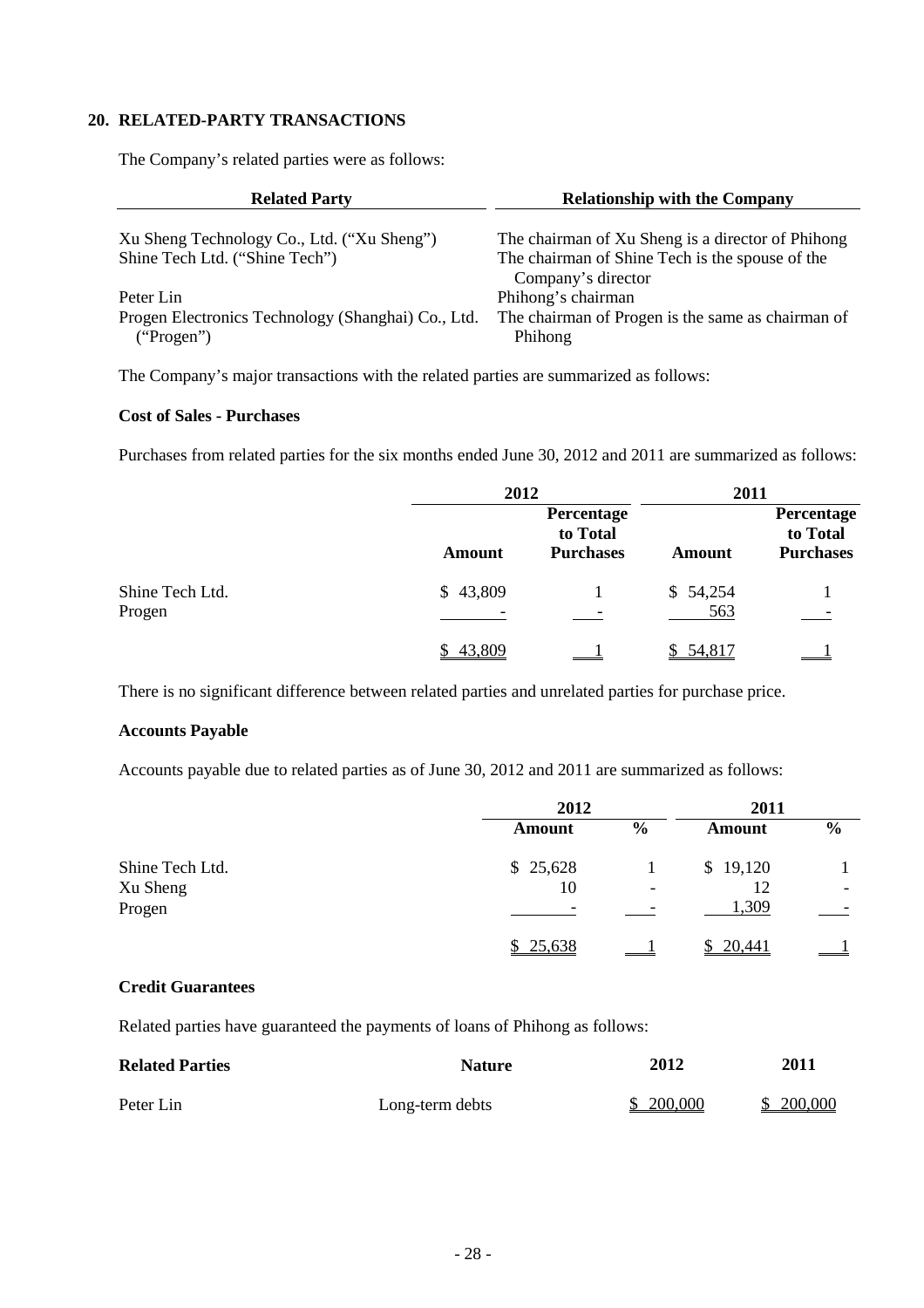## 20. RELATED-PARTY TRANSACTIONS

The Company's related parties were as follows:

| Related Party | Relationship with the Company |
|---|---|
| Xu Sheng Technology Co., Ltd. ("Xu Sheng") | The chairman of Xu Sheng is a director of Phihong |
| Shine Tech Ltd. ("Shine Tech") | The chairman of Shine Tech is the spouse of the Company's director |
| Peter Lin | Phihong's chairman |
| Progen Electronics Technology (Shanghai) Co., Ltd. ("Progen") | The chairman of Progen is the same as chairman of Phihong |

The Company's major transactions with the related parties are summarized as follows:

### Cost of Sales - Purchases

Purchases from related parties for the six months ended June 30, 2012 and 2011 are summarized as follows:

| | 2012 | | 2011 | |
|---|---|---|---|---|
| | Amount | Percentage to Total Purchases | Amount | Percentage to Total Purchases |
| Shine Tech Ltd. | $ 43,809 | 1 | $ 54,254 | 1 |
| Progen | - | - | 563 | - |
| | $ 43,809 | 1 | $ 54,817 | 1 |

There is no significant difference between related parties and unrelated parties for purchase price.

### Accounts Payable

Accounts payable due to related parties as of June 30, 2012 and 2011 are summarized as follows:

| | 2012 | | 2011 | |
|---|---|---|---|---|
| | Amount | % | Amount | % |
| Shine Tech Ltd. | $ 25,628 | 1 | $ 19,120 | 1 |
| Xu Sheng | 10 | - | 12 | - |
| Progen | - | - | 1,309 | - |
| | $ 25,638 | 1 | $ 20,441 | 1 |

### Credit Guarantees

Related parties have guaranteed the payments of loans of Phihong as follows:

| Related Parties | Nature | 2012 | 2011 |
|---|---|---|---|
| Peter Lin | Long-term debts | $ 200,000 | $ 200,000 |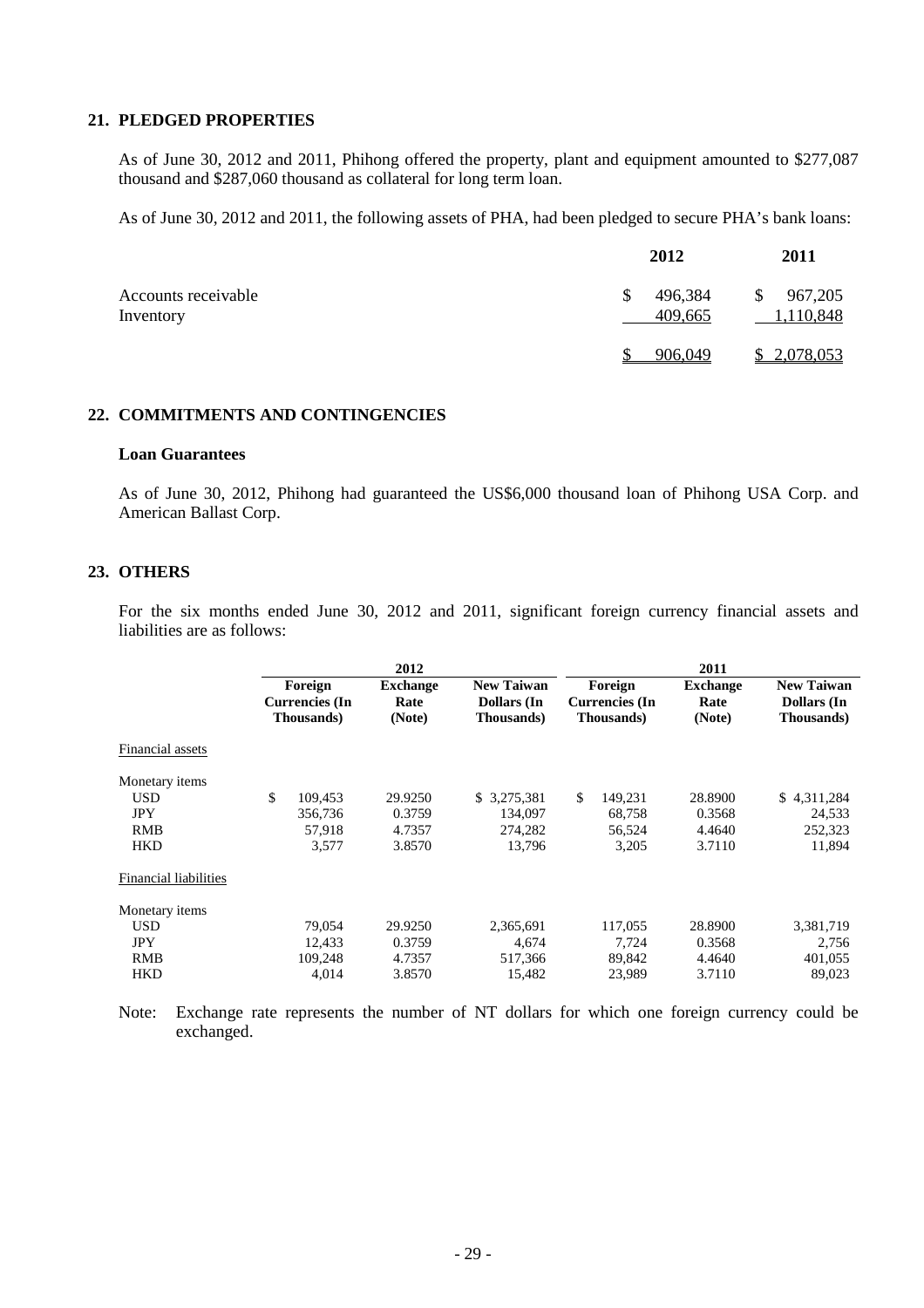## 21. PLEDGED PROPERTIES

As of June 30, 2012 and 2011, Phihong offered the property, plant and equipment amounted to $277,087 thousand and $287,060 thousand as collateral for long term loan.

As of June 30, 2012 and 2011, the following assets of PHA, had been pledged to secure PHA's bank loans:

| | 2012 | 2011 |
|---|---|---|
| Accounts receivable | $ 496,384 | $ 967,205 |
| Inventory | 409,665 | 1,110,848 |
| | $ 906,049 | $ 2,078,053 |

## 22. COMMITMENTS AND CONTINGENCIES

### Loan Guarantees

As of June 30, 2012, Phihong had guaranteed the US$6,000 thousand loan of Phihong USA Corp. and American Ballast Corp.

## 23. OTHERS

For the six months ended June 30, 2012 and 2011, significant foreign currency financial assets and liabilities are as follows:

| | 2012 | | | 2011 | | |
|---|---|---|---|---|---|---|
| | Foreign Currencies (In Thousands) | Exchange Rate (Note) | New Taiwan Dollars (In Thousands) | Foreign Currencies (In Thousands) | Exchange Rate (Note) | New Taiwan Dollars (In Thousands) |
| Financial assets | | | | | | |
| Monetary items | | | | | | |
| USD | $ 109,453 | 29.9250 | $ 3,275,381 | $ 149,231 | 28.8900 | $ 4,311,284 |
| JPY | 356,736 | 0.3759 | 134,097 | 68,758 | 0.3568 | 24,533 |
| RMB | 57,918 | 4.7357 | 274,282 | 56,524 | 4.4640 | 252,323 |
| HKD | 3,577 | 3.8570 | 13,796 | 3,205 | 3.7110 | 11,894 |
| Financial liabilities | | | | | | |
| Monetary items | | | | | | |
| USD | 79,054 | 29.9250 | 2,365,691 | 117,055 | 28.8900 | 3,381,719 |
| JPY | 12,433 | 0.3759 | 4,674 | 7,724 | 0.3568 | 2,756 |
| RMB | 109,248 | 4.7357 | 517,366 | 89,842 | 4.4640 | 401,055 |
| HKD | 4,014 | 3.8570 | 15,482 | 23,989 | 3.7110 | 89,023 |

Note: Exchange rate represents the number of NT dollars for which one foreign currency could be exchanged.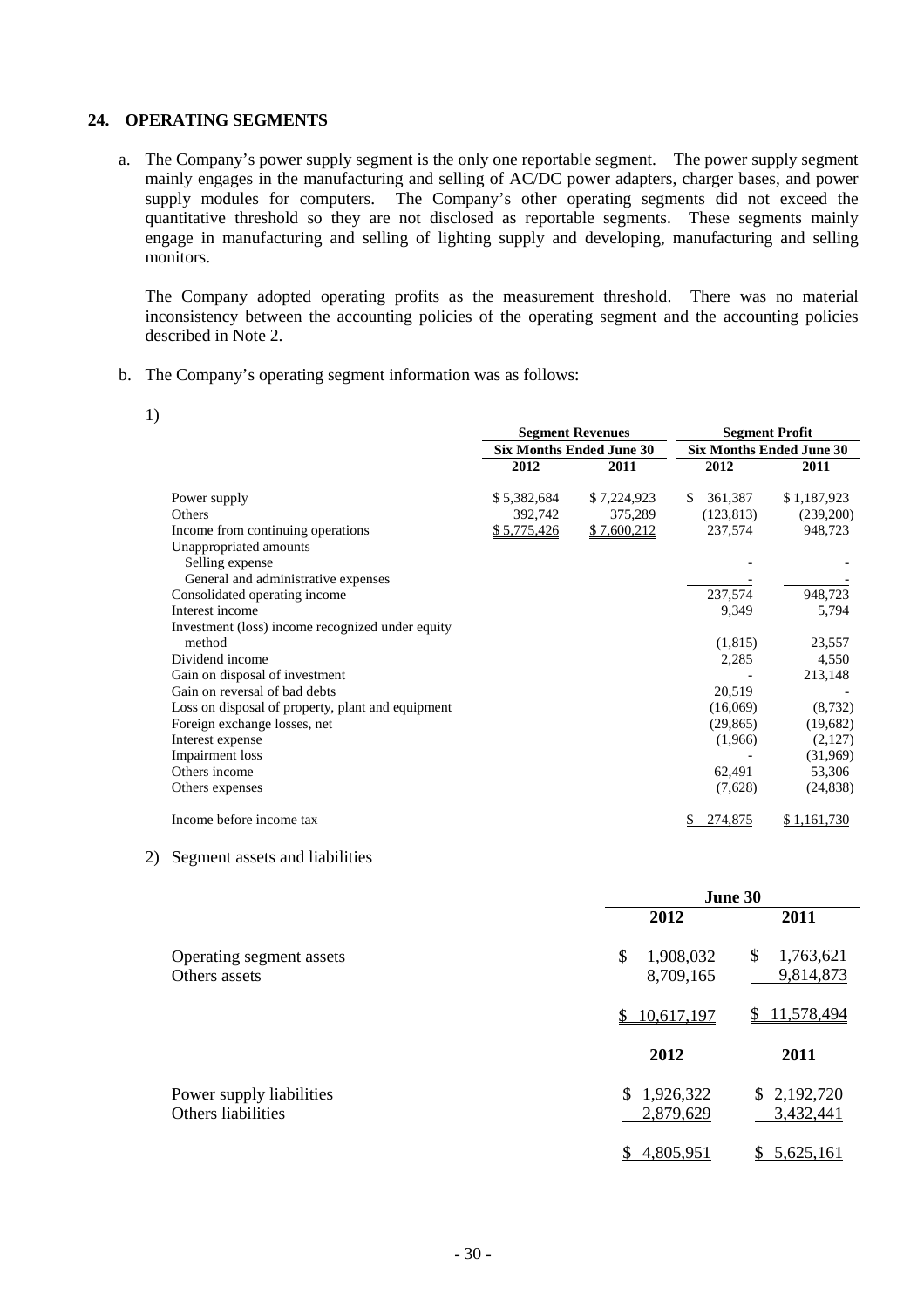## 24. OPERATING SEGMENTS

a. The Company's power supply segment is the only one reportable segment. The power supply segment mainly engages in the manufacturing and selling of AC/DC power adapters, charger bases, and power supply modules for computers. The Company's other operating segments did not exceed the quantitative threshold so they are not disclosed as reportable segments. These segments mainly engage in manufacturing and selling of lighting supply and developing, manufacturing and selling monitors.

   The Company adopted operating profits as the measurement threshold. There was no material inconsistency between the accounting policies of the operating segment and the accounting policies described in Note 2.

b. The Company's operating segment information was as follows:

   1)

| | Segment Revenues | | Segment Profit | |
|---|---|---|---|---|
| | Six Months Ended June 30 | | Six Months Ended June 30 | |
| | 2012 | 2011 | 2012 | 2011 |
| Power supply | $ 5,382,684 | $ 7,224,923 | $ 361,387 | $ 1,187,923 |
| Others | 392,742 | 375,289 | (123,813) | (239,200) |
| Income from continuing operations | $ 5,775,426 | $ 7,600,212 | 237,574 | 948,723 |
| Unappropriated amounts | | | | |
| Selling expense | | | - | - |
| General and administrative expenses | | | - | - |
| Consolidated operating income | | | 237,574 | 948,723 |
| Interest income | | | 9,349 | 5,794 |
| Investment (loss) income recognized under equity method | | | (1,815) | 23,557 |
| Dividend income | | | 2,285 | 4,550 |
| Gain on disposal of investment | | | - | 213,148 |
| Gain on reversal of bad debts | | | 20,519 | - |
| Loss on disposal of property, plant and equipment | | | (16,069) | (8,732) |
| Foreign exchange losses, net | | | (29,865) | (19,682) |
| Interest expense | | | (1,966) | (2,127) |
| Impairment loss | | | - | (31,969) |
| Others income | | | 62,491 | 53,306 |
| Others expenses | | | (7,628) | (24,838) |
| Income before income tax | | | $ 274,875 | $ 1,161,730 |

   2) Segment assets and liabilities

| | June 30 | |
|---|---|---|
| | 2012 | 2011 |
| Operating segment assets | $ 1,908,032 | $ 1,763,621 |
| Others assets | 8,709,165 | 9,814,873 |
| | $ 10,617,197 | $ 11,578,494 |
| | 2012 | 2011 |
| Power supply liabilities | $ 1,926,322 | $ 2,192,720 |
| Others liabilities | 2,879,629 | 3,432,441 |
| | $ 4,805,951 | $ 5,625,161 |